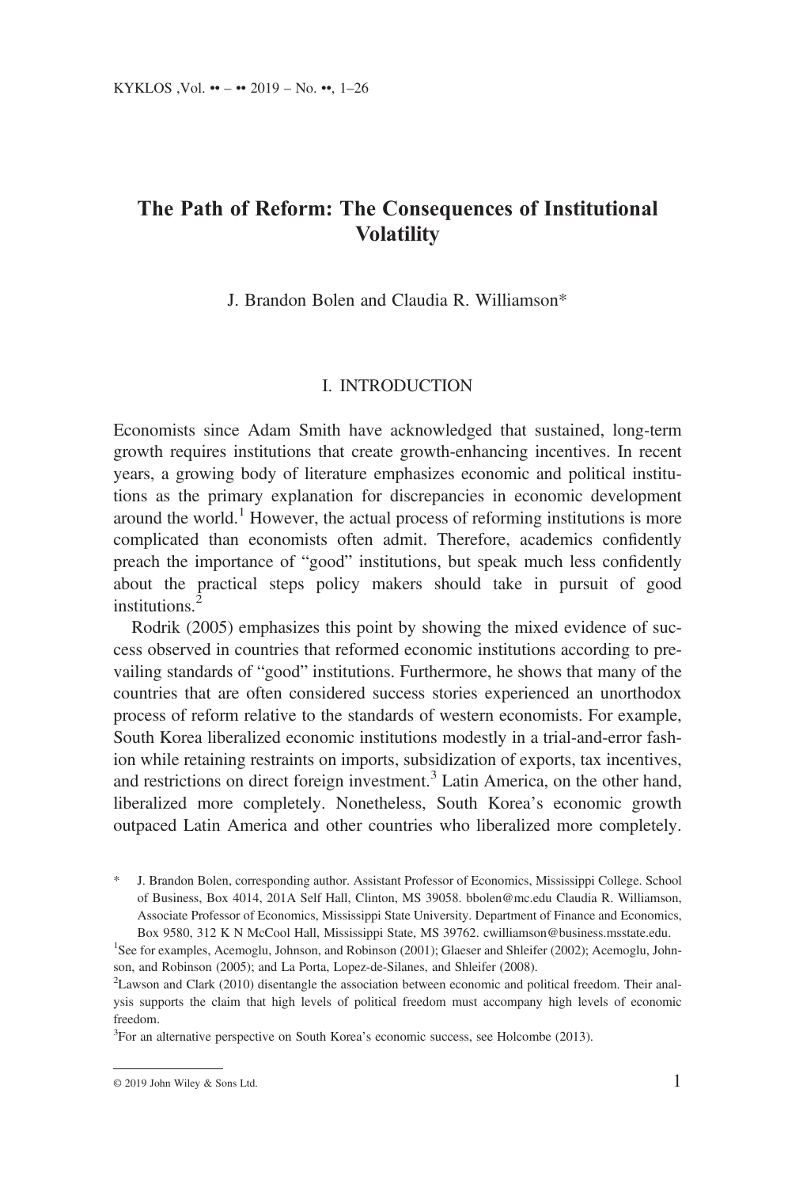# The Path of Reform: The Consequences of Institutional Volatility

J. Brandon Bolen and Claudia R. Williamson*

## I. INTRODUCTION

Economists since Adam Smith have acknowledged that sustained, long-term growth requires institutions that create growth-enhancing incentives. In recent years, a growing body of literature emphasizes economic and political institutions as the primary explanation for discrepancies in economic development around the world.[1] However, the actual process of reforming institutions is more complicated than economists often admit. Therefore, academics confidently preach the importance of "good" institutions, but speak much less confidently about the practical steps policy makers should take in pursuit of good institutions.[2]

Rodrik (2005) emphasizes this point by showing the mixed evidence of success observed in countries that reformed economic institutions according to prevailing standards of "good" institutions. Furthermore, he shows that many of the countries that are often considered success stories experienced an unorthodox process of reform relative to the standards of western economists. For example, South Korea liberalized economic institutions modestly in a trial-and-error fashion while retaining restraints on imports, subsidization of exports, tax incentives, and restrictions on direct foreign investment.[3] Latin America, on the other hand, liberalized more completely. Nonetheless, South Korea's economic growth outpaced Latin America and other countries who liberalized more completely.

\* J. Brandon Bolen, corresponding author. Assistant Professor of Economics, Mississippi College. School of Business, Box 4014, 201A Self Hall, Clinton, MS 39058. bbolen@mc.edu Claudia R. Williamson, Associate Professor of Economics, Mississippi State University. Department of Finance and Economics, Box 9580, 312 K N McCool Hall, Mississippi State, MS 39762. cwilliamson@business.msstate.edu.

[1] See for examples, Acemoglu, Johnson, and Robinson (2001); Glaeser and Shleifer (2002); Acemoglu, Johnson, and Robinson (2005); and La Porta, Lopez-de-Silanes, and Shleifer (2008).

[2] Lawson and Clark (2010) disentangle the association between economic and political freedom. Their analysis supports the claim that high levels of political freedom must accompany high levels of economic freedom.

[3] For an alternative perspective on South Korea's economic success, see Holcombe (2013).

© 2019 John Wiley & Sons Ltd.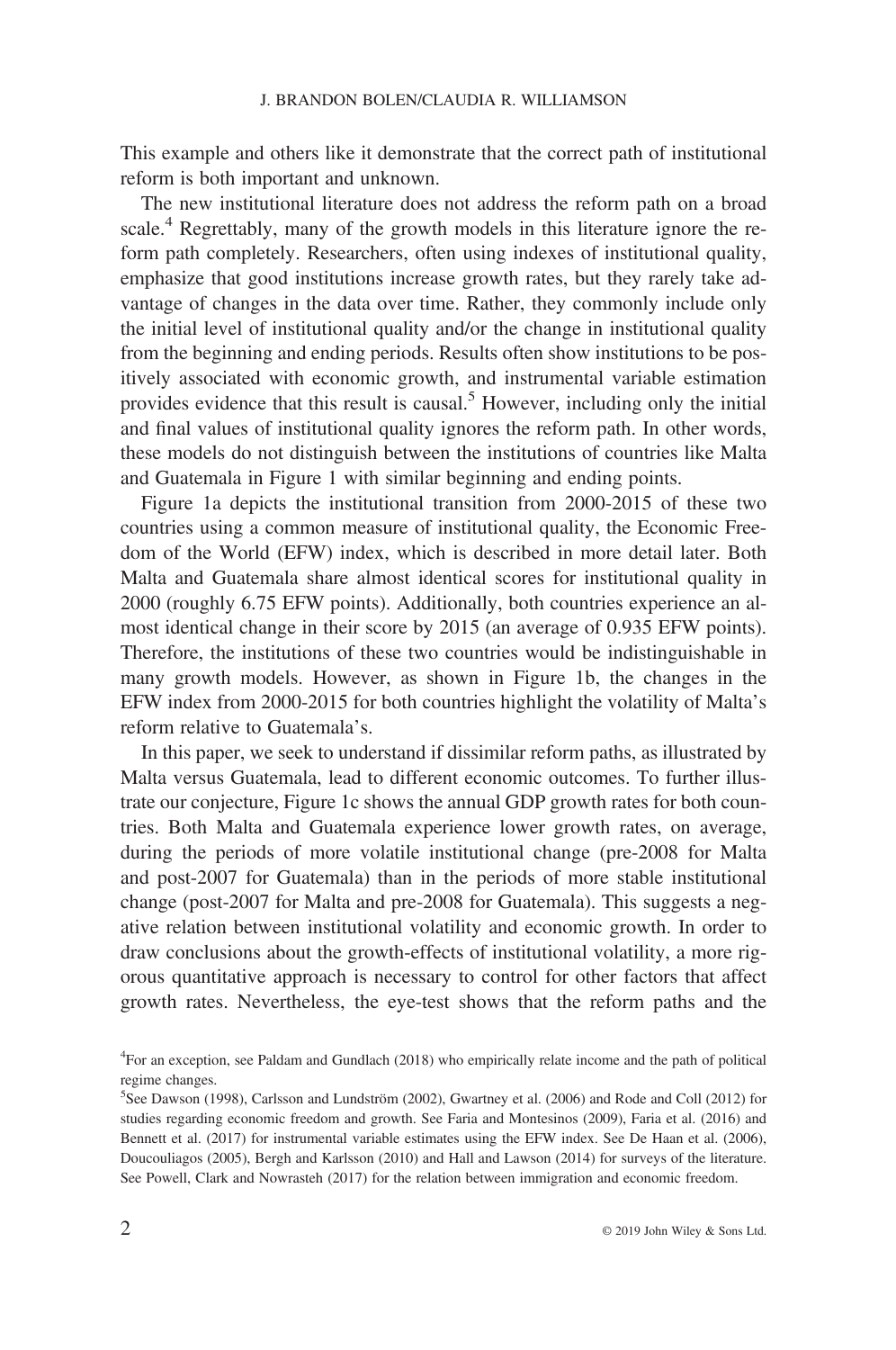This example and others like it demonstrate that the correct path of institutional reform is both important and unknown.

The new institutional literature does not address the reform path on a broad scale.[4] Regrettably, many of the growth models in this literature ignore the reform path completely. Researchers, often using indexes of institutional quality, emphasize that good institutions increase growth rates, but they rarely take advantage of changes in the data over time. Rather, they commonly include only the initial level of institutional quality and/or the change in institutional quality from the beginning and ending periods. Results often show institutions to be positively associated with economic growth, and instrumental variable estimation provides evidence that this result is causal.[5] However, including only the initial and final values of institutional quality ignores the reform path. In other words, these models do not distinguish between the institutions of countries like Malta and Guatemala in Figure 1 with similar beginning and ending points.

Figure 1a depicts the institutional transition from 2000-2015 of these two countries using a common measure of institutional quality, the Economic Freedom of the World (EFW) index, which is described in more detail later. Both Malta and Guatemala share almost identical scores for institutional quality in 2000 (roughly 6.75 EFW points). Additionally, both countries experience an almost identical change in their score by 2015 (an average of 0.935 EFW points). Therefore, the institutions of these two countries would be indistinguishable in many growth models. However, as shown in Figure 1b, the changes in the EFW index from 2000-2015 for both countries highlight the volatility of Malta's reform relative to Guatemala's.

In this paper, we seek to understand if dissimilar reform paths, as illustrated by Malta versus Guatemala, lead to different economic outcomes. To further illustrate our conjecture, Figure 1c shows the annual GDP growth rates for both countries. Both Malta and Guatemala experience lower growth rates, on average, during the periods of more volatile institutional change (pre-2008 for Malta and post-2007 for Guatemala) than in the periods of more stable institutional change (post-2007 for Malta and pre-2008 for Guatemala). This suggests a negative relation between institutional volatility and economic growth. In order to draw conclusions about the growth-effects of institutional volatility, a more rigorous quantitative approach is necessary to control for other factors that affect growth rates. Nevertheless, the eye-test shows that the reform paths and the

[4]For an exception, see Paldam and Gundlach (2018) who empirically relate income and the path of political regime changes.

[5]See Dawson (1998), Carlsson and Lundström (2002), Gwartney et al. (2006) and Rode and Coll (2012) for studies regarding economic freedom and growth. See Faria and Montesinos (2009), Faria et al. (2016) and Bennett et al. (2017) for instrumental variable estimates using the EFW index. See De Haan et al. (2006), Doucouliagos (2005), Bergh and Karlsson (2010) and Hall and Lawson (2014) for surveys of the literature. See Powell, Clark and Nowrasteh (2017) for the relation between immigration and economic freedom.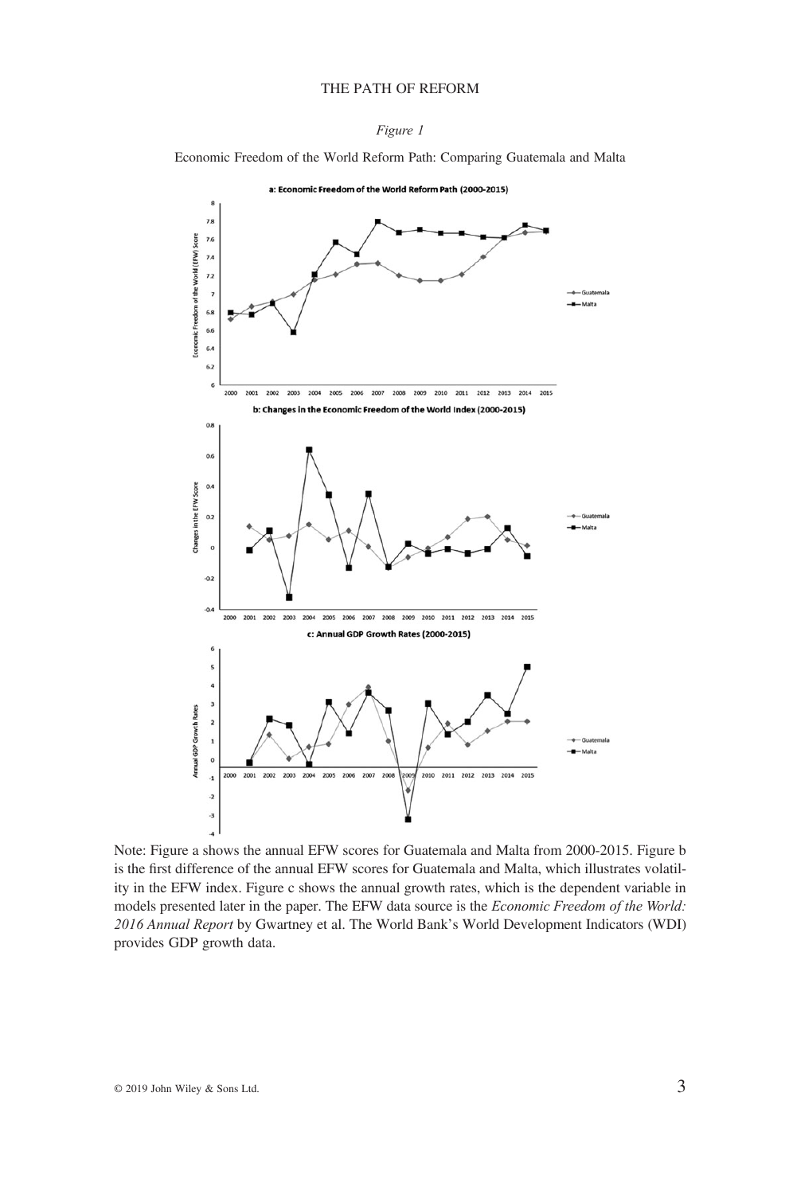*Figure 1*

Economic Freedom of the World Reform Path: Comparing Guatemala and Malta

Note: Figure a shows the annual EFW scores for Guatemala and Malta from 2000-2015. Figure b is the first difference of the annual EFW scores for Guatemala and Malta, which illustrates volatility in the EFW index. Figure c shows the annual growth rates, which is the dependent variable in models presented later in the paper. The EFW data source is the *Economic Freedom of the World: 2016 Annual Report* by Gwartney et al. The World Bank's World Development Indicators (WDI) provides GDP growth data.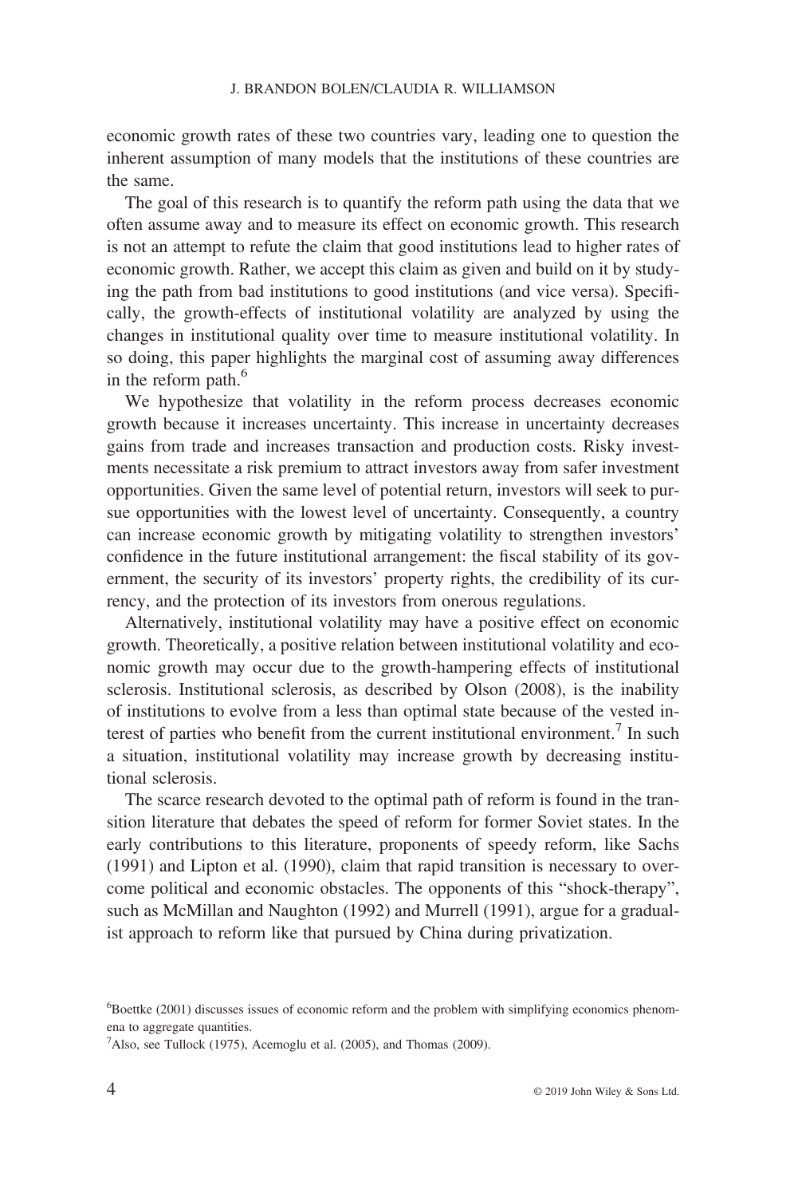economic growth rates of these two countries vary, leading one to question the inherent assumption of many models that the institutions of these countries are the same.

The goal of this research is to quantify the reform path using the data that we often assume away and to measure its effect on economic growth. This research is not an attempt to refute the claim that good institutions lead to higher rates of economic growth. Rather, we accept this claim as given and build on it by studying the path from bad institutions to good institutions (and vice versa). Specifically, the growth-effects of institutional volatility are analyzed by using the changes in institutional quality over time to measure institutional volatility. In so doing, this paper highlights the marginal cost of assuming away differences in the reform path.[6]

We hypothesize that volatility in the reform process decreases economic growth because it increases uncertainty. This increase in uncertainty decreases gains from trade and increases transaction and production costs. Risky investments necessitate a risk premium to attract investors away from safer investment opportunities. Given the same level of potential return, investors will seek to pursue opportunities with the lowest level of uncertainty. Consequently, a country can increase economic growth by mitigating volatility to strengthen investors' confidence in the future institutional arrangement: the fiscal stability of its government, the security of its investors' property rights, the credibility of its currency, and the protection of its investors from onerous regulations.

Alternatively, institutional volatility may have a positive effect on economic growth. Theoretically, a positive relation between institutional volatility and economic growth may occur due to the growth-hampering effects of institutional sclerosis. Institutional sclerosis, as described by Olson (2008), is the inability of institutions to evolve from a less than optimal state because of the vested interest of parties who benefit from the current institutional environment.[7] In such a situation, institutional volatility may increase growth by decreasing institutional sclerosis.

The scarce research devoted to the optimal path of reform is found in the transition literature that debates the speed of reform for former Soviet states. In the early contributions to this literature, proponents of speedy reform, like Sachs (1991) and Lipton et al. (1990), claim that rapid transition is necessary to overcome political and economic obstacles. The opponents of this "shock-therapy", such as McMillan and Naughton (1992) and Murrell (1991), argue for a gradualist approach to reform like that pursued by China during privatization.

---

[6] Boettke (2001) discusses issues of economic reform and the problem with simplifying economics phenomena to aggregate quantities.

[7] Also, see Tullock (1975), Acemoglu et al. (2005), and Thomas (2009).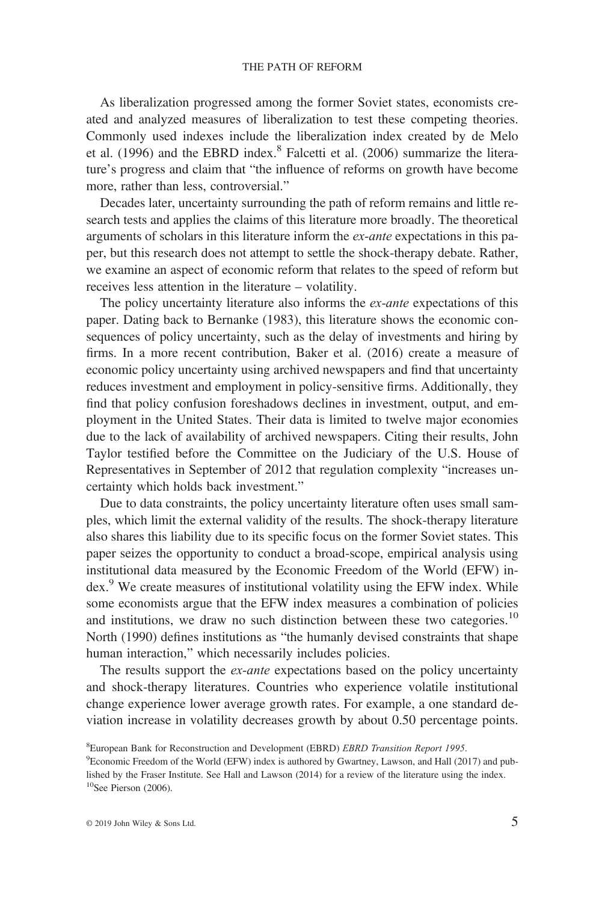As liberalization progressed among the former Soviet states, economists created and analyzed measures of liberalization to test these competing theories. Commonly used indexes include the liberalization index created by de Melo et al. (1996) and the EBRD index.[8] Falcetti et al. (2006) summarize the literature's progress and claim that "the influence of reforms on growth have become more, rather than less, controversial."

Decades later, uncertainty surrounding the path of reform remains and little research tests and applies the claims of this literature more broadly. The theoretical arguments of scholars in this literature inform the *ex-ante* expectations in this paper, but this research does not attempt to settle the shock-therapy debate. Rather, we examine an aspect of economic reform that relates to the speed of reform but receives less attention in the literature – volatility.

The policy uncertainty literature also informs the *ex-ante* expectations of this paper. Dating back to Bernanke (1983), this literature shows the economic consequences of policy uncertainty, such as the delay of investments and hiring by firms. In a more recent contribution, Baker et al. (2016) create a measure of economic policy uncertainty using archived newspapers and find that uncertainty reduces investment and employment in policy-sensitive firms. Additionally, they find that policy confusion foreshadows declines in investment, output, and employment in the United States. Their data is limited to twelve major economies due to the lack of availability of archived newspapers. Citing their results, John Taylor testified before the Committee on the Judiciary of the U.S. House of Representatives in September of 2012 that regulation complexity "increases uncertainty which holds back investment."

Due to data constraints, the policy uncertainty literature often uses small samples, which limit the external validity of the results. The shock-therapy literature also shares this liability due to its specific focus on the former Soviet states. This paper seizes the opportunity to conduct a broad-scope, empirical analysis using institutional data measured by the Economic Freedom of the World (EFW) index.[9] We create measures of institutional volatility using the EFW index. While some economists argue that the EFW index measures a combination of policies and institutions, we draw no such distinction between these two categories.[10] North (1990) defines institutions as "the humanly devised constraints that shape human interaction," which necessarily includes policies.

The results support the *ex-ante* expectations based on the policy uncertainty and shock-therapy literatures. Countries who experience volatile institutional change experience lower average growth rates. For example, a one standard deviation increase in volatility decreases growth by about 0.50 percentage points.

[8] European Bank for Reconstruction and Development (EBRD) *EBRD Transition Report 1995*.

[9] Economic Freedom of the World (EFW) index is authored by Gwartney, Lawson, and Hall (2017) and published by the Fraser Institute. See Hall and Lawson (2014) for a review of the literature using the index.

[10] See Pierson (2006).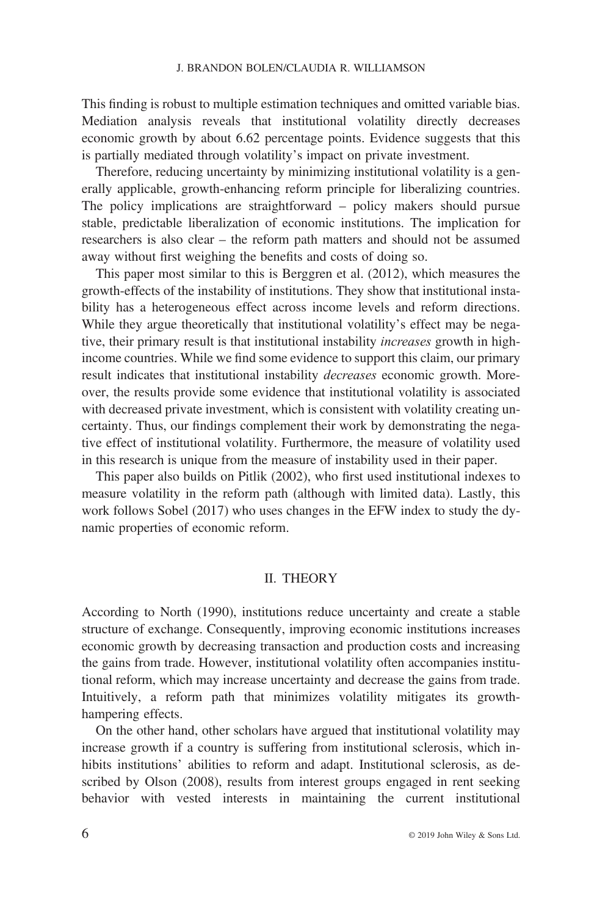This finding is robust to multiple estimation techniques and omitted variable bias. Mediation analysis reveals that institutional volatility directly decreases economic growth by about 6.62 percentage points. Evidence suggests that this is partially mediated through volatility's impact on private investment.

Therefore, reducing uncertainty by minimizing institutional volatility is a generally applicable, growth-enhancing reform principle for liberalizing countries. The policy implications are straightforward – policy makers should pursue stable, predictable liberalization of economic institutions. The implication for researchers is also clear – the reform path matters and should not be assumed away without first weighing the benefits and costs of doing so.

This paper most similar to this is Berggren et al. (2012), which measures the growth-effects of the instability of institutions. They show that institutional instability has a heterogeneous effect across income levels and reform directions. While they argue theoretically that institutional volatility's effect may be negative, their primary result is that institutional instability *increases* growth in high-income countries. While we find some evidence to support this claim, our primary result indicates that institutional instability *decreases* economic growth. Moreover, the results provide some evidence that institutional volatility is associated with decreased private investment, which is consistent with volatility creating uncertainty. Thus, our findings complement their work by demonstrating the negative effect of institutional volatility. Furthermore, the measure of volatility used in this research is unique from the measure of instability used in their paper.

This paper also builds on Pitlik (2002), who first used institutional indexes to measure volatility in the reform path (although with limited data). Lastly, this work follows Sobel (2017) who uses changes in the EFW index to study the dynamic properties of economic reform.

## II. THEORY

According to North (1990), institutions reduce uncertainty and create a stable structure of exchange. Consequently, improving economic institutions increases economic growth by decreasing transaction and production costs and increasing the gains from trade. However, institutional volatility often accompanies institutional reform, which may increase uncertainty and decrease the gains from trade. Intuitively, a reform path that minimizes volatility mitigates its growth-hampering effects.

On the other hand, other scholars have argued that institutional volatility may increase growth if a country is suffering from institutional sclerosis, which inhibits institutions' abilities to reform and adapt. Institutional sclerosis, as described by Olson (2008), results from interest groups engaged in rent seeking behavior with vested interests in maintaining the current institutional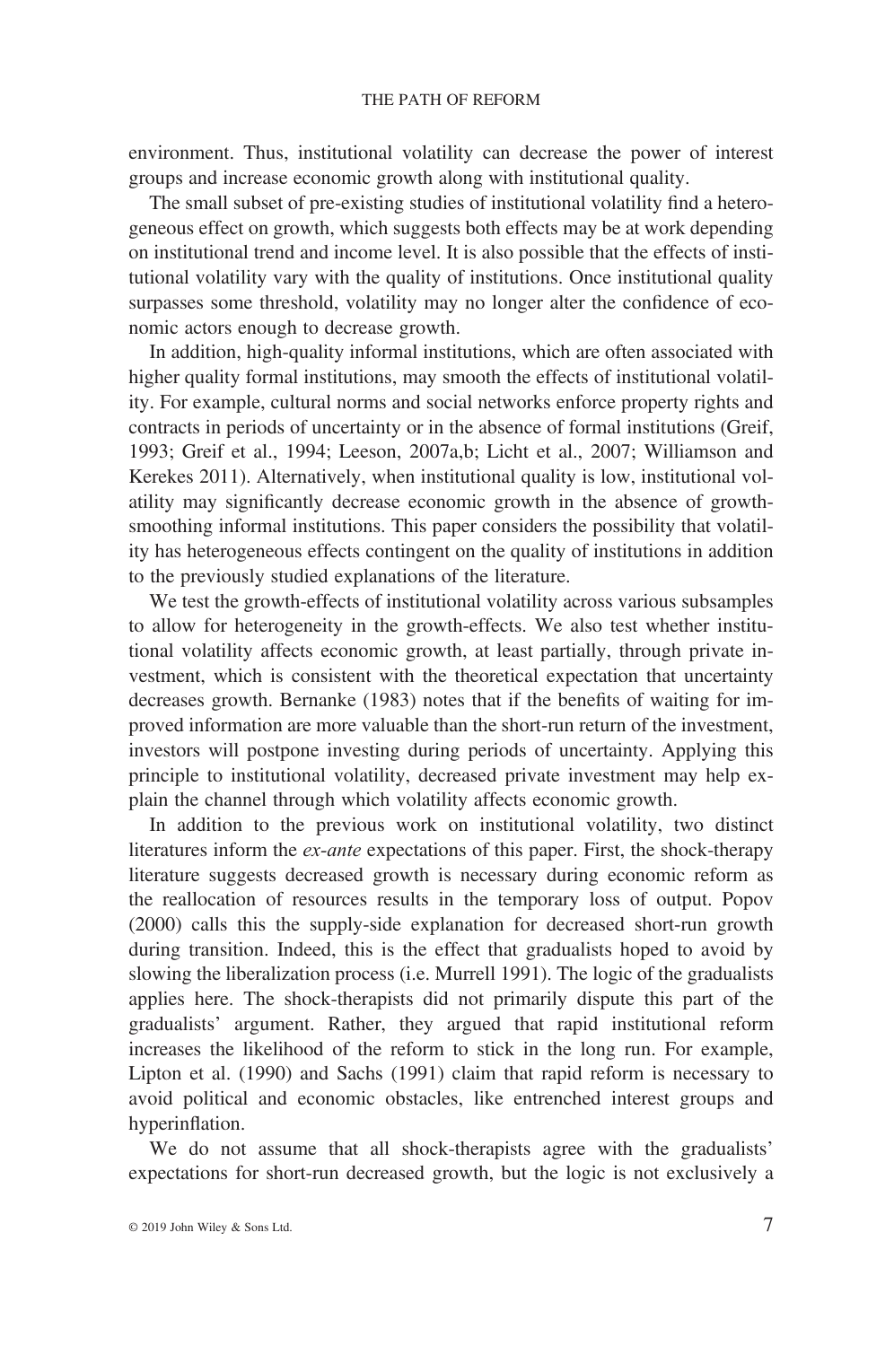environment. Thus, institutional volatility can decrease the power of interest groups and increase economic growth along with institutional quality.

The small subset of pre-existing studies of institutional volatility find a heterogeneous effect on growth, which suggests both effects may be at work depending on institutional trend and income level. It is also possible that the effects of institutional volatility vary with the quality of institutions. Once institutional quality surpasses some threshold, volatility may no longer alter the confidence of economic actors enough to decrease growth.

In addition, high-quality informal institutions, which are often associated with higher quality formal institutions, may smooth the effects of institutional volatility. For example, cultural norms and social networks enforce property rights and contracts in periods of uncertainty or in the absence of formal institutions (Greif, 1993; Greif et al., 1994; Leeson, 2007a,b; Licht et al., 2007; Williamson and Kerekes 2011). Alternatively, when institutional quality is low, institutional volatility may significantly decrease economic growth in the absence of growth-smoothing informal institutions. This paper considers the possibility that volatility has heterogeneous effects contingent on the quality of institutions in addition to the previously studied explanations of the literature.

We test the growth-effects of institutional volatility across various subsamples to allow for heterogeneity in the growth-effects. We also test whether institutional volatility affects economic growth, at least partially, through private investment, which is consistent with the theoretical expectation that uncertainty decreases growth. Bernanke (1983) notes that if the benefits of waiting for improved information are more valuable than the short-run return of the investment, investors will postpone investing during periods of uncertainty. Applying this principle to institutional volatility, decreased private investment may help explain the channel through which volatility affects economic growth.

In addition to the previous work on institutional volatility, two distinct literatures inform the *ex-ante* expectations of this paper. First, the shock-therapy literature suggests decreased growth is necessary during economic reform as the reallocation of resources results in the temporary loss of output. Popov (2000) calls this the supply-side explanation for decreased short-run growth during transition. Indeed, this is the effect that gradualists hoped to avoid by slowing the liberalization process (i.e. Murrell 1991). The logic of the gradualists applies here. The shock-therapists did not primarily dispute this part of the gradualists' argument. Rather, they argued that rapid institutional reform increases the likelihood of the reform to stick in the long run. For example, Lipton et al. (1990) and Sachs (1991) claim that rapid reform is necessary to avoid political and economic obstacles, like entrenched interest groups and hyperinflation.

We do not assume that all shock-therapists agree with the gradualists' expectations for short-run decreased growth, but the logic is not exclusively a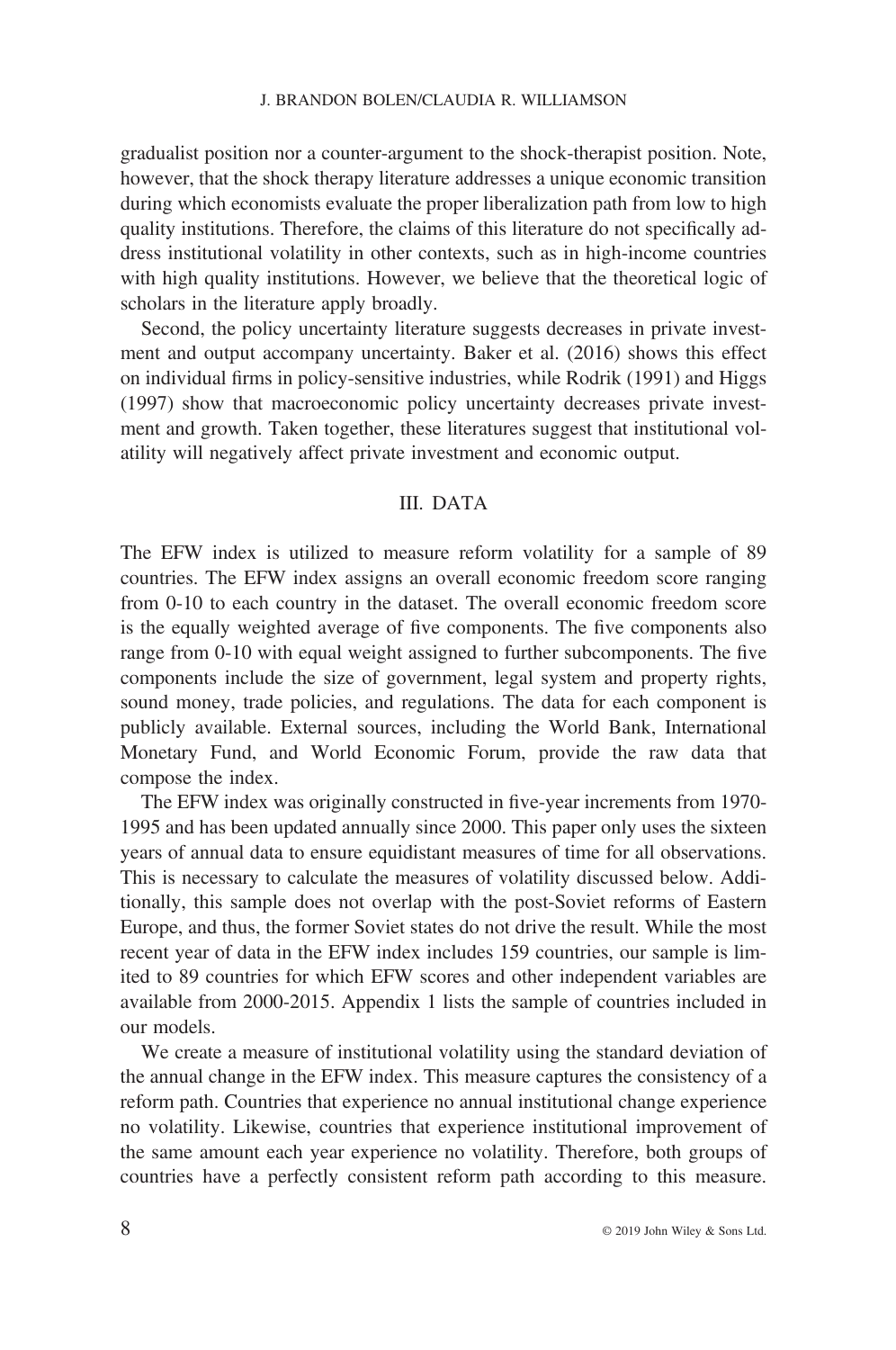gradualist position nor a counter-argument to the shock-therapist position. Note, however, that the shock therapy literature addresses a unique economic transition during which economists evaluate the proper liberalization path from low to high quality institutions. Therefore, the claims of this literature do not specifically address institutional volatility in other contexts, such as in high-income countries with high quality institutions. However, we believe that the theoretical logic of scholars in the literature apply broadly.

Second, the policy uncertainty literature suggests decreases in private investment and output accompany uncertainty. Baker et al. (2016) shows this effect on individual firms in policy-sensitive industries, while Rodrik (1991) and Higgs (1997) show that macroeconomic policy uncertainty decreases private investment and growth. Taken together, these literatures suggest that institutional volatility will negatively affect private investment and economic output.

## III. DATA

The EFW index is utilized to measure reform volatility for a sample of 89 countries. The EFW index assigns an overall economic freedom score ranging from 0-10 to each country in the dataset. The overall economic freedom score is the equally weighted average of five components. The five components also range from 0-10 with equal weight assigned to further subcomponents. The five components include the size of government, legal system and property rights, sound money, trade policies, and regulations. The data for each component is publicly available. External sources, including the World Bank, International Monetary Fund, and World Economic Forum, provide the raw data that compose the index.

The EFW index was originally constructed in five-year increments from 1970-1995 and has been updated annually since 2000. This paper only uses the sixteen years of annual data to ensure equidistant measures of time for all observations. This is necessary to calculate the measures of volatility discussed below. Additionally, this sample does not overlap with the post-Soviet reforms of Eastern Europe, and thus, the former Soviet states do not drive the result. While the most recent year of data in the EFW index includes 159 countries, our sample is limited to 89 countries for which EFW scores and other independent variables are available from 2000-2015. Appendix 1 lists the sample of countries included in our models.

We create a measure of institutional volatility using the standard deviation of the annual change in the EFW index. This measure captures the consistency of a reform path. Countries that experience no annual institutional change experience no volatility. Likewise, countries that experience institutional improvement of the same amount each year experience no volatility. Therefore, both groups of countries have a perfectly consistent reform path according to this measure.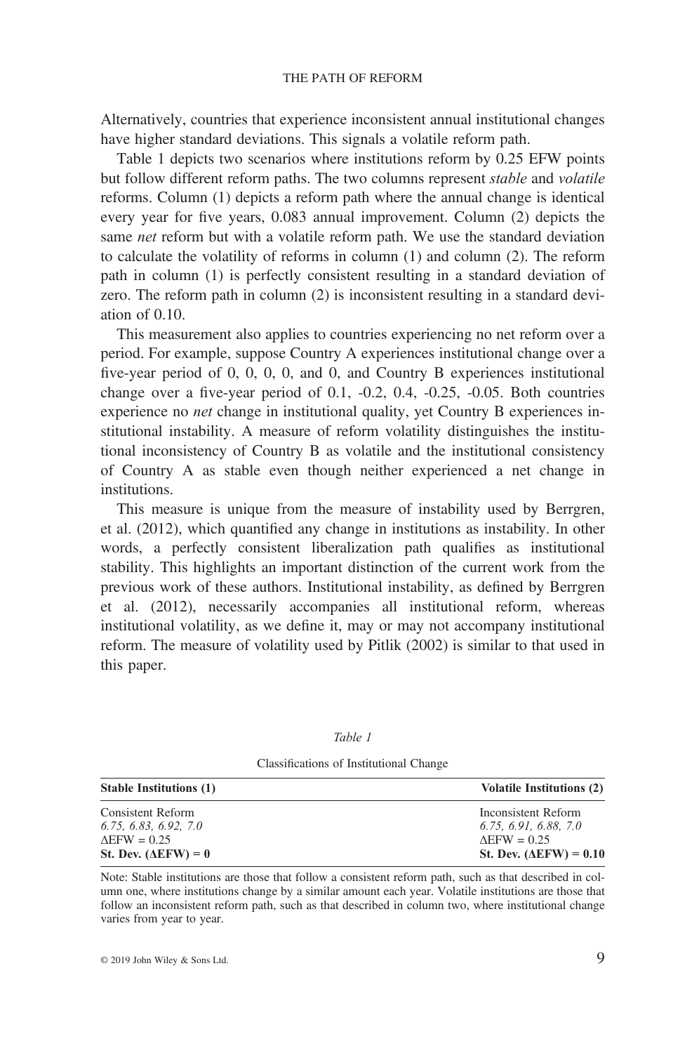Alternatively, countries that experience inconsistent annual institutional changes have higher standard deviations. This signals a volatile reform path.

Table 1 depicts two scenarios where institutions reform by 0.25 EFW points but follow different reform paths. The two columns represent *stable* and *volatile* reforms. Column (1) depicts a reform path where the annual change is identical every year for five years, 0.083 annual improvement. Column (2) depicts the same *net* reform but with a volatile reform path. We use the standard deviation to calculate the volatility of reforms in column (1) and column (2). The reform path in column (1) is perfectly consistent resulting in a standard deviation of zero. The reform path in column (2) is inconsistent resulting in a standard deviation of 0.10.

This measurement also applies to countries experiencing no net reform over a period. For example, suppose Country A experiences institutional change over a five-year period of 0, 0, 0, 0, and 0, and Country B experiences institutional change over a five-year period of 0.1, -0.2, 0.4, -0.25, -0.05. Both countries experience no *net* change in institutional quality, yet Country B experiences institutional instability. A measure of reform volatility distinguishes the institutional inconsistency of Country B as volatile and the institutional consistency of Country A as stable even though neither experienced a net change in institutions.

This measure is unique from the measure of instability used by Berrgren, et al. (2012), which quantified any change in institutions as instability. In other words, a perfectly consistent liberalization path qualifies as institutional stability. This highlights an important distinction of the current work from the previous work of these authors. Institutional instability, as defined by Berrgren et al. (2012), necessarily accompanies all institutional reform, whereas institutional volatility, as we define it, may or may not accompany institutional reform. The measure of volatility used by Pitlik (2002) is similar to that used in this paper.

*Table 1*

Classifications of Institutional Change

| **Stable Institutions (1)** | **Volatile Institutions (2)** |
|---|---|
| Consistent Reform | Inconsistent Reform |
| *6.75, 6.83, 6.92, 7.0* | *6.75, 6.91, 6.88, 7.0* |
| $\Delta$EFW = 0.25 | $\Delta$EFW = 0.25 |
| **St. Dev. ($\Delta$EFW) = 0** | **St. Dev. ($\Delta$EFW) = 0.10** |

Note: Stable institutions are those that follow a consistent reform path, such as that described in column one, where institutions change by a similar amount each year. Volatile institutions are those that follow an inconsistent reform path, such as that described in column two, where institutional change varies from year to year.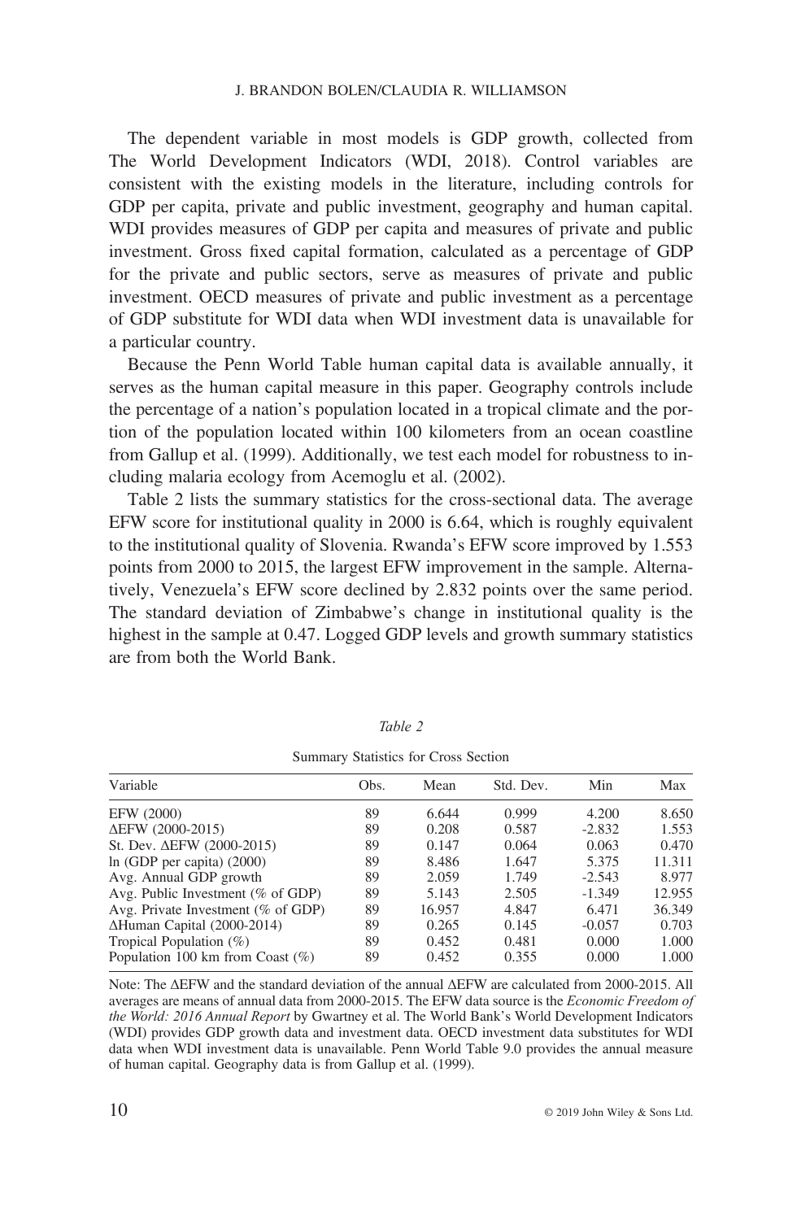The dependent variable in most models is GDP growth, collected from The World Development Indicators (WDI, 2018). Control variables are consistent with the existing models in the literature, including controls for GDP per capita, private and public investment, geography and human capital. WDI provides measures of GDP per capita and measures of private and public investment. Gross fixed capital formation, calculated as a percentage of GDP for the private and public sectors, serve as measures of private and public investment. OECD measures of private and public investment as a percentage of GDP substitute for WDI data when WDI investment data is unavailable for a particular country.

Because the Penn World Table human capital data is available annually, it serves as the human capital measure in this paper. Geography controls include the percentage of a nation's population located in a tropical climate and the portion of the population located within 100 kilometers from an ocean coastline from Gallup et al. (1999). Additionally, we test each model for robustness to including malaria ecology from Acemoglu et al. (2002).

Table 2 lists the summary statistics for the cross-sectional data. The average EFW score for institutional quality in 2000 is 6.64, which is roughly equivalent to the institutional quality of Slovenia. Rwanda's EFW score improved by 1.553 points from 2000 to 2015, the largest EFW improvement in the sample. Alternatively, Venezuela's EFW score declined by 2.832 points over the same period. The standard deviation of Zimbabwe's change in institutional quality is the highest in the sample at 0.47. Logged GDP levels and growth summary statistics are from both the World Bank.

*Table 2*

Summary Statistics for Cross Section

| Variable | Obs. | Mean | Std. Dev. | Min | Max |
|---|---|---|---|---|---|
| EFW (2000) | 89 | 6.644 | 0.999 | 4.200 | 8.650 |
| ΔEFW (2000-2015) | 89 | 0.208 | 0.587 | -2.832 | 1.553 |
| St. Dev. ΔEFW (2000-2015) | 89 | 0.147 | 0.064 | 0.063 | 0.470 |
| ln (GDP per capita) (2000) | 89 | 8.486 | 1.647 | 5.375 | 11.311 |
| Avg. Annual GDP growth | 89 | 2.059 | 1.749 | -2.543 | 8.977 |
| Avg. Public Investment (% of GDP) | 89 | 5.143 | 2.505 | -1.349 | 12.955 |
| Avg. Private Investment (% of GDP) | 89 | 16.957 | 4.847 | 6.471 | 36.349 |
| ΔHuman Capital (2000-2014) | 89 | 0.265 | 0.145 | -0.057 | 0.703 |
| Tropical Population (%) | 89 | 0.452 | 0.481 | 0.000 | 1.000 |
| Population 100 km from Coast (%) | 89 | 0.452 | 0.355 | 0.000 | 1.000 |

Note: The ΔEFW and the standard deviation of the annual ΔEFW are calculated from 2000-2015. All averages are means of annual data from 2000-2015. The EFW data source is the *Economic Freedom of the World: 2016 Annual Report* by Gwartney et al. The World Bank's World Development Indicators (WDI) provides GDP growth data and investment data. OECD investment data substitutes for WDI data when WDI investment data is unavailable. Penn World Table 9.0 provides the annual measure of human capital. Geography data is from Gallup et al. (1999).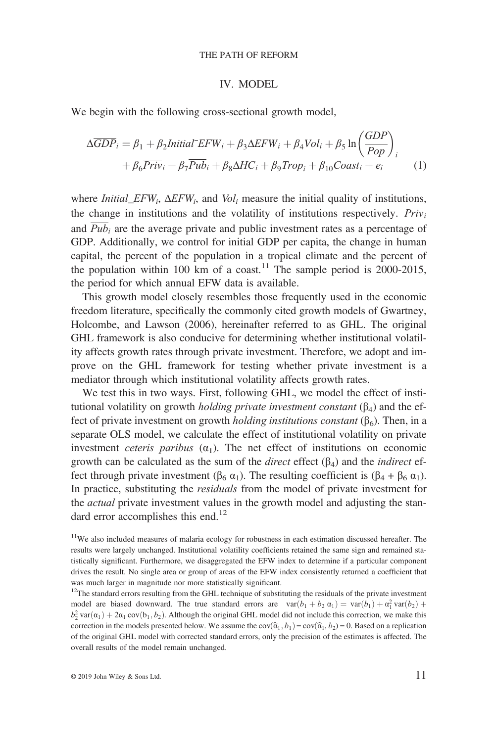## IV. MODEL

We begin with the following cross-sectional growth model,

$$\Delta\overline{GDP}_i = \beta_1 + \beta_2 Initial\_EFW_i + \beta_3 \Delta EFW_i + \beta_4 Vol_i + \beta_5 \ln\left(\frac{GDP}{Pop}\right)_i + \beta_6 \overline{Priv}_i + \beta_7 \overline{Pub}_i + \beta_8 \Delta HC_i + \beta_9 Trop_i + \beta_{10} Coast_i + e_i \quad (1)$$

where $Initial\_EFW_i$, $\Delta EFW_i$, and $Vol_i$ measure the initial quality of institutions, the change in institutions and the volatility of institutions respectively. $\overline{Priv}_i$ and $\overline{Pub}_i$ are the average private and public investment rates as a percentage of GDP. Additionally, we control for initial GDP per capita, the change in human capital, the percent of the population in a tropical climate and the percent of the population within 100 km of a coast.[11] The sample period is 2000-2015, the period for which annual EFW data is available.

This growth model closely resembles those frequently used in the economic freedom literature, specifically the commonly cited growth models of Gwartney, Holcombe, and Lawson (2006), hereinafter referred to as GHL. The original GHL framework is also conducive for determining whether institutional volatility affects growth rates through private investment. Therefore, we adopt and improve on the GHL framework for testing whether private investment is a mediator through which institutional volatility affects growth rates.

We test this in two ways. First, following GHL, we model the effect of institutional volatility on growth *holding private investment constant* ($\beta_4$) and the effect of private investment on growth *holding institutions constant* ($\beta_6$). Then, in a separate OLS model, we calculate the effect of institutional volatility on private investment *ceteris paribus* ($\alpha_1$). The net effect of institutions on economic growth can be calculated as the sum of the *direct* effect ($\beta_4$) and the *indirect* effect through private investment ($\beta_6\ \alpha_1$). The resulting coefficient is ($\beta_4 + \beta_6\ \alpha_1$). In practice, substituting the *residuals* from the model of private investment for the *actual* private investment values in the growth model and adjusting the standard error accomplishes this end.[12]

[11]We also included measures of malaria ecology for robustness in each estimation discussed hereafter. The results were largely unchanged. Institutional volatility coefficients retained the same sign and remained statistically significant. Furthermore, we disaggregated the EFW index to determine if a particular component drives the result. No single area or group of areas of the EFW index consistently returned a coefficient that was much larger in magnitude nor more statistically significant.

[12]The standard errors resulting from the GHL technique of substituting the residuals of the private investment model are biased downward. The true standard errors are $\text{var}(b_1 + b_2\ \alpha_1) = \text{var}(b_1) + \alpha_1^2\ \text{var}(b_2) + b_2^2\ \text{var}(\alpha_1) + 2\alpha_1\ \text{cov}(b_1, b_2)$. Although the original GHL model did not include this correction, we make this correction in the models presented below. We assume the $\text{cov}(\widehat{\alpha}_1, b_1) = \text{cov}(\widehat{\alpha}_1, b_2) = 0$. Based on a replication of the original GHL model with corrected standard errors, only the precision of the estimates is affected. The overall results of the model remain unchanged.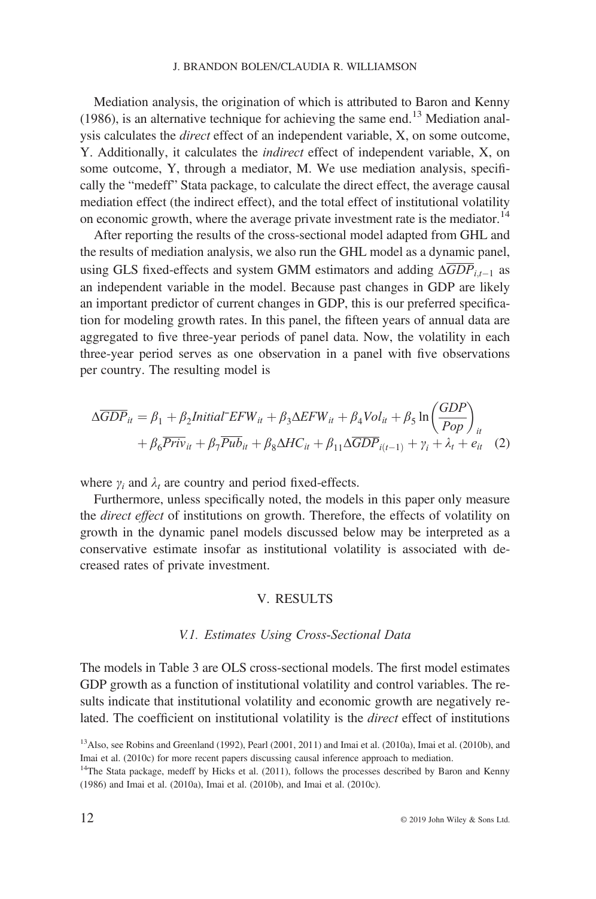Mediation analysis, the origination of which is attributed to Baron and Kenny (1986), is an alternative technique for achieving the same end.[13] Mediation analysis calculates the *direct* effect of an independent variable, X, on some outcome, Y. Additionally, it calculates the *indirect* effect of independent variable, X, on some outcome, Y, through a mediator, M. We use mediation analysis, specifically the "medeff" Stata package, to calculate the direct effect, the average causal mediation effect (the indirect effect), and the total effect of institutional volatility on economic growth, where the average private investment rate is the mediator.[14]

After reporting the results of the cross-sectional model adapted from GHL and the results of mediation analysis, we also run the GHL model as a dynamic panel, using GLS fixed-effects and system GMM estimators and adding $\Delta\overline{GDP}_{i,t-1}$ as an independent variable in the model. Because past changes in GDP are likely an important predictor of current changes in GDP, this is our preferred specification for modeling growth rates. In this panel, the fifteen years of annual data are aggregated to five three-year periods of panel data. Now, the volatility in each three-year period serves as one observation in a panel with five observations per country. The resulting model is

$$\Delta\overline{GDP}_{it} = \beta_1 + \beta_2 Initial^{-}EFW_{it} + \beta_3 \Delta EFW_{it} + \beta_4 Vol_{it} + \beta_5 \ln\left(\frac{GDP}{Pop}\right)_{it} + \beta_6 \overline{Priv}_{it} + \beta_7 \overline{Pub}_{it} + \beta_8 \Delta HC_{it} + \beta_{11} \Delta\overline{GDP}_{i(t-1)} + \gamma_i + \lambda_t + e_{it} \quad (2)$$

where $\gamma_i$ and $\lambda_t$ are country and period fixed-effects.

Furthermore, unless specifically noted, the models in this paper only measure the *direct effect* of institutions on growth. Therefore, the effects of volatility on growth in the dynamic panel models discussed below may be interpreted as a conservative estimate insofar as institutional volatility is associated with decreased rates of private investment.

## V. RESULTS

### *V.1. Estimates Using Cross-Sectional Data*

The models in Table 3 are OLS cross-sectional models. The first model estimates GDP growth as a function of institutional volatility and control variables. The results indicate that institutional volatility and economic growth are negatively related. The coefficient on institutional volatility is the *direct* effect of institutions

[13]Also, see Robins and Greenland (1992), Pearl (2001, 2011) and Imai et al. (2010a), Imai et al. (2010b), and Imai et al. (2010c) for more recent papers discussing causal inference approach to mediation.

[14]The Stata package, medeff by Hicks et al. (2011), follows the processes described by Baron and Kenny (1986) and Imai et al. (2010a), Imai et al. (2010b), and Imai et al. (2010c).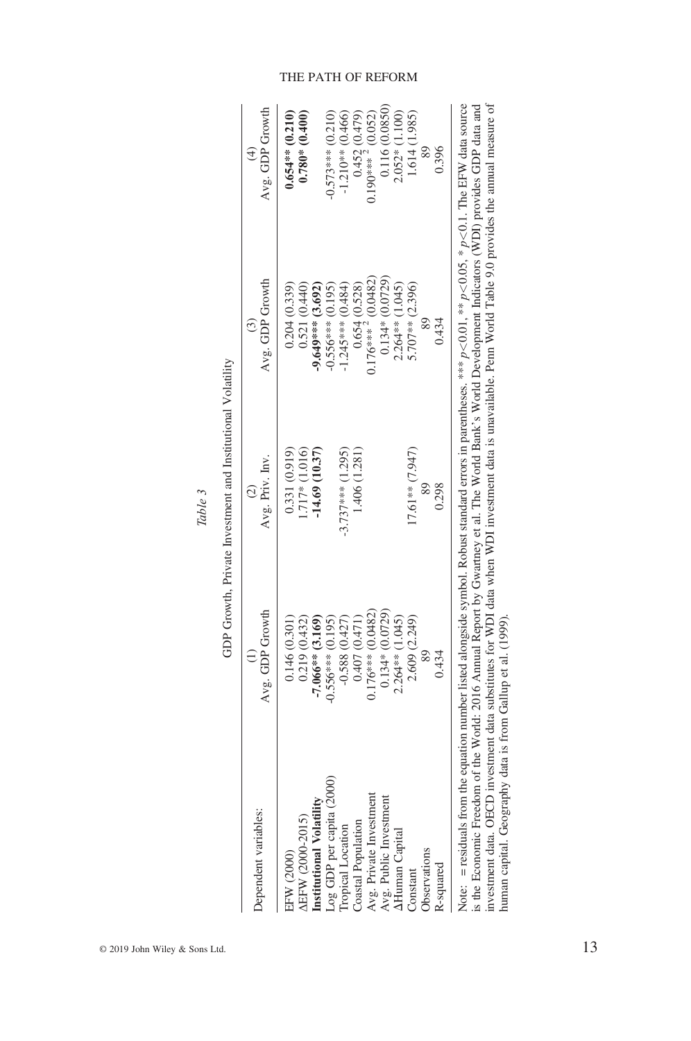*Table 3*

GDP Growth, Private Investment and Institutional Volatility

| Dependent variables: | (1) Avg. GDP Growth | (2) Avg. Priv. Inv. | (3) Avg. GDP Growth | (4) Avg. GDP Growth |
|---|---|---|---|---|
| EFW (2000) | 0.146 (0.301) | 0.331 (0.919) | 0.204 (0.339) | **0.654** (0.210)** |
| ΔEFW (2000-2015) | 0.219 (0.432) | 1.717* (1.016) | 0.521 (0.440) | **0.780* (0.400)** |
| **Institutional Volatility** | **-7.066** (3.169)** | **-14.69 (10.37)** | **-9.649*** (3.692)** | |
| Log GDP per capita (2000) | -0.556*** (0.195) | | -0.556*** (0.195) | -0.573*** (0.210) |
| Tropical Location | -0.588 (0.427) | -3.737*** (1.295) | -1.245*** (0.484) | -1.210** (0.466) |
| Coastal Population | 0.407 (0.471) | 1.406 (1.281) | 0.654 (0.528) | 0.452 (0.479) |
| Avg. Private Investment | 0.176*** (0.0482) | | 0.176***[2] (0.0482) | 0.190***[2] (0.052) |
| Avg. Public Investment | 0.134* (0.0729) | | 0.134* (0.0729) | 0.116 (0.0850) |
| ΔHuman Capital | 2.264** (1.045) | | 2.264** (1.045) | 2.052* (1.100) |
| Constant | 2.609 (2.249) | 17.61** (7.947) | 5.707** (2.396) | 1.614 (1.985) |
| Observations | 89 | 89 | 89 | 89 |
| R-squared | 0.434 | 0.298 | 0.434 | 0.396 |

Note: = residuals from the equation number listed alongside symbol. Robust standard errors in parentheses. *** $p<0.01$, ** $p<0.05$, * $p<0.1$. The EFW data source is the Economic Freedom of the World: 2016 Annual Report by Gwartney et al. The World Bank's World Development Indicators (WDI) provides GDP data and investment data. OECD investment data substitutes for WDI data when WDI investment data is unavailable. Penn World Table 9.0 provides the annual measure of human capital. Geography data is from Gallup et al. (1999).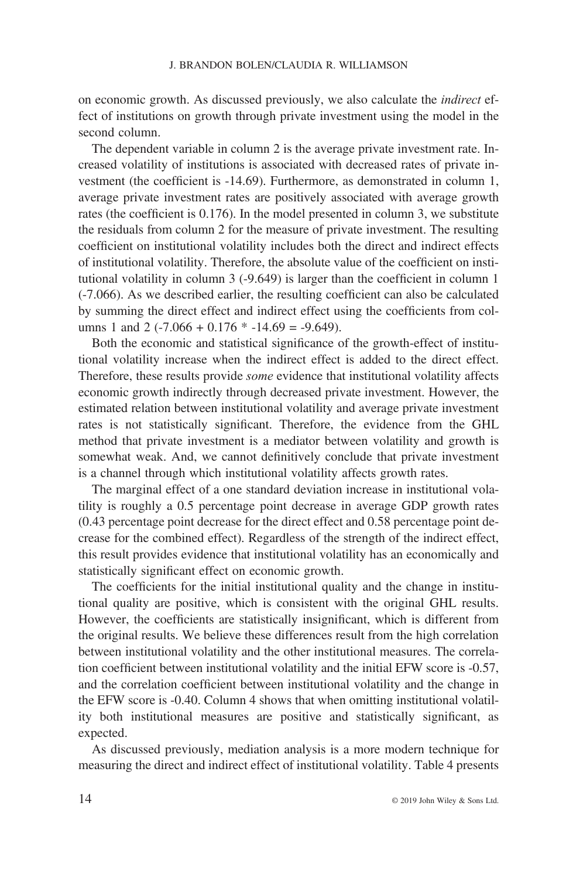on economic growth. As discussed previously, we also calculate the *indirect* effect of institutions on growth through private investment using the model in the second column.

The dependent variable in column 2 is the average private investment rate. Increased volatility of institutions is associated with decreased rates of private investment (the coefficient is -14.69). Furthermore, as demonstrated in column 1, average private investment rates are positively associated with average growth rates (the coefficient is 0.176). In the model presented in column 3, we substitute the residuals from column 2 for the measure of private investment. The resulting coefficient on institutional volatility includes both the direct and indirect effects of institutional volatility. Therefore, the absolute value of the coefficient on institutional volatility in column 3 (-9.649) is larger than the coefficient in column 1 (-7.066). As we described earlier, the resulting coefficient can also be calculated by summing the direct effect and indirect effect using the coefficients from columns 1 and 2 (-7.066 + 0.176 * -14.69 = -9.649).

Both the economic and statistical significance of the growth-effect of institutional volatility increase when the indirect effect is added to the direct effect. Therefore, these results provide *some* evidence that institutional volatility affects economic growth indirectly through decreased private investment. However, the estimated relation between institutional volatility and average private investment rates is not statistically significant. Therefore, the evidence from the GHL method that private investment is a mediator between volatility and growth is somewhat weak. And, we cannot definitively conclude that private investment is a channel through which institutional volatility affects growth rates.

The marginal effect of a one standard deviation increase in institutional volatility is roughly a 0.5 percentage point decrease in average GDP growth rates (0.43 percentage point decrease for the direct effect and 0.58 percentage point decrease for the combined effect). Regardless of the strength of the indirect effect, this result provides evidence that institutional volatility has an economically and statistically significant effect on economic growth.

The coefficients for the initial institutional quality and the change in institutional quality are positive, which is consistent with the original GHL results. However, the coefficients are statistically insignificant, which is different from the original results. We believe these differences result from the high correlation between institutional volatility and the other institutional measures. The correlation coefficient between institutional volatility and the initial EFW score is -0.57, and the correlation coefficient between institutional volatility and the change in the EFW score is -0.40. Column 4 shows that when omitting institutional volatility both institutional measures are positive and statistically significant, as expected.

As discussed previously, mediation analysis is a more modern technique for measuring the direct and indirect effect of institutional volatility. Table 4 presents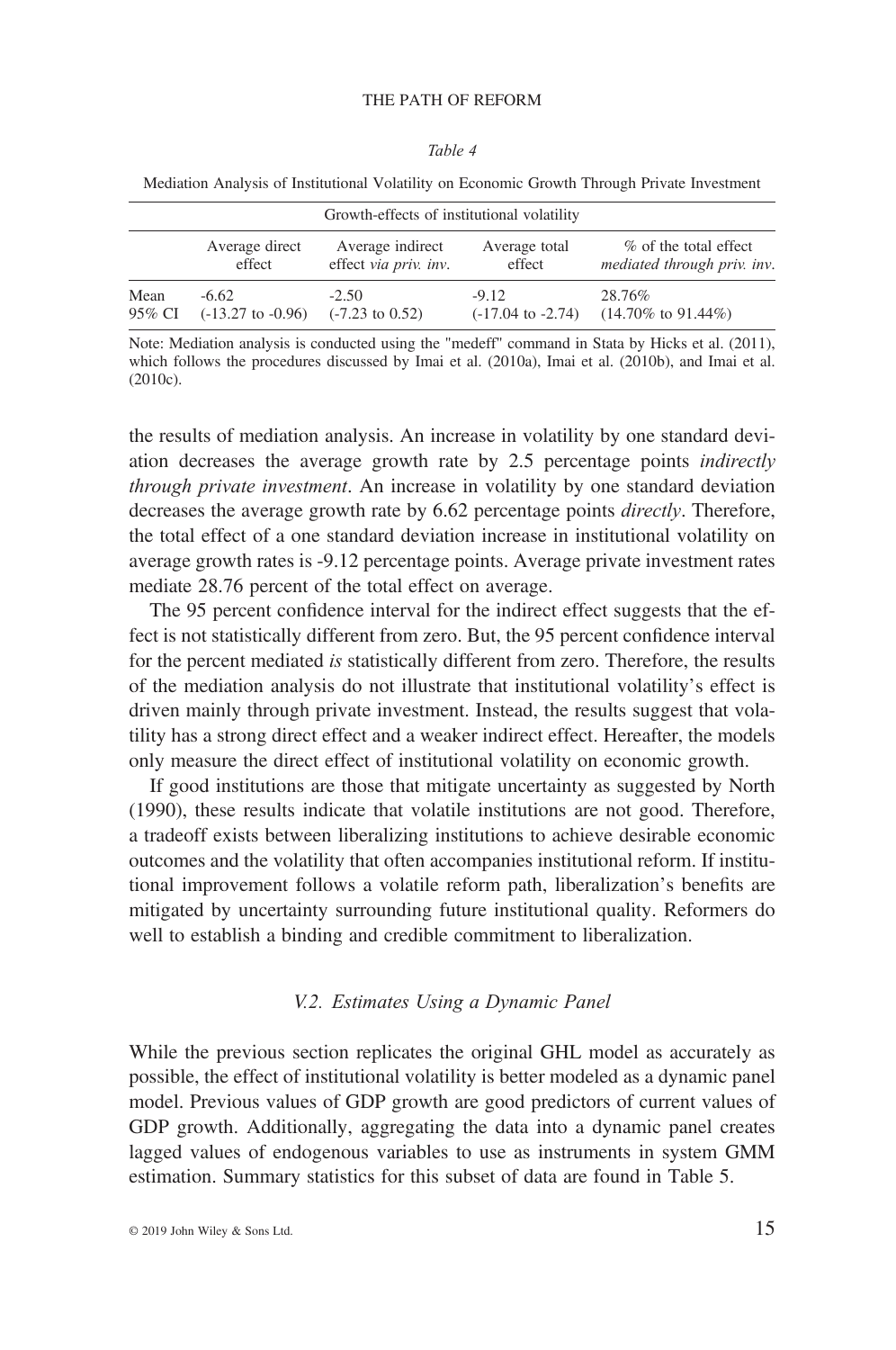*Table 4*

Mediation Analysis of Institutional Volatility on Economic Growth Through Private Investment

| Growth-effects of institutional volatility | | | | |
|---|---|---|---|---|
| | Average direct effect | Average indirect effect *via priv. inv.* | Average total effect | % of the total effect *mediated through priv. inv.* |
| Mean | -6.62 | -2.50 | -9.12 | 28.76% |
| 95% CI | (-13.27 to -0.96) | (-7.23 to 0.52) | (-17.04 to -2.74) | (14.70% to 91.44%) |

Note: Mediation analysis is conducted using the "medeff" command in Stata by Hicks et al. (2011), which follows the procedures discussed by Imai et al. (2010a), Imai et al. (2010b), and Imai et al. (2010c).

the results of mediation analysis. An increase in volatility by one standard deviation decreases the average growth rate by 2.5 percentage points *indirectly through private investment*. An increase in volatility by one standard deviation decreases the average growth rate by 6.62 percentage points *directly*. Therefore, the total effect of a one standard deviation increase in institutional volatility on average growth rates is -9.12 percentage points. Average private investment rates mediate 28.76 percent of the total effect on average.

The 95 percent confidence interval for the indirect effect suggests that the effect is not statistically different from zero. But, the 95 percent confidence interval for the percent mediated *is* statistically different from zero. Therefore, the results of the mediation analysis do not illustrate that institutional volatility's effect is driven mainly through private investment. Instead, the results suggest that volatility has a strong direct effect and a weaker indirect effect. Hereafter, the models only measure the direct effect of institutional volatility on economic growth.

If good institutions are those that mitigate uncertainty as suggested by North (1990), these results indicate that volatile institutions are not good. Therefore, a tradeoff exists between liberalizing institutions to achieve desirable economic outcomes and the volatility that often accompanies institutional reform. If institutional improvement follows a volatile reform path, liberalization's benefits are mitigated by uncertainty surrounding future institutional quality. Reformers do well to establish a binding and credible commitment to liberalization.

### *V.2. Estimates Using a Dynamic Panel*

While the previous section replicates the original GHL model as accurately as possible, the effect of institutional volatility is better modeled as a dynamic panel model. Previous values of GDP growth are good predictors of current values of GDP growth. Additionally, aggregating the data into a dynamic panel creates lagged values of endogenous variables to use as instruments in system GMM estimation. Summary statistics for this subset of data are found in Table 5.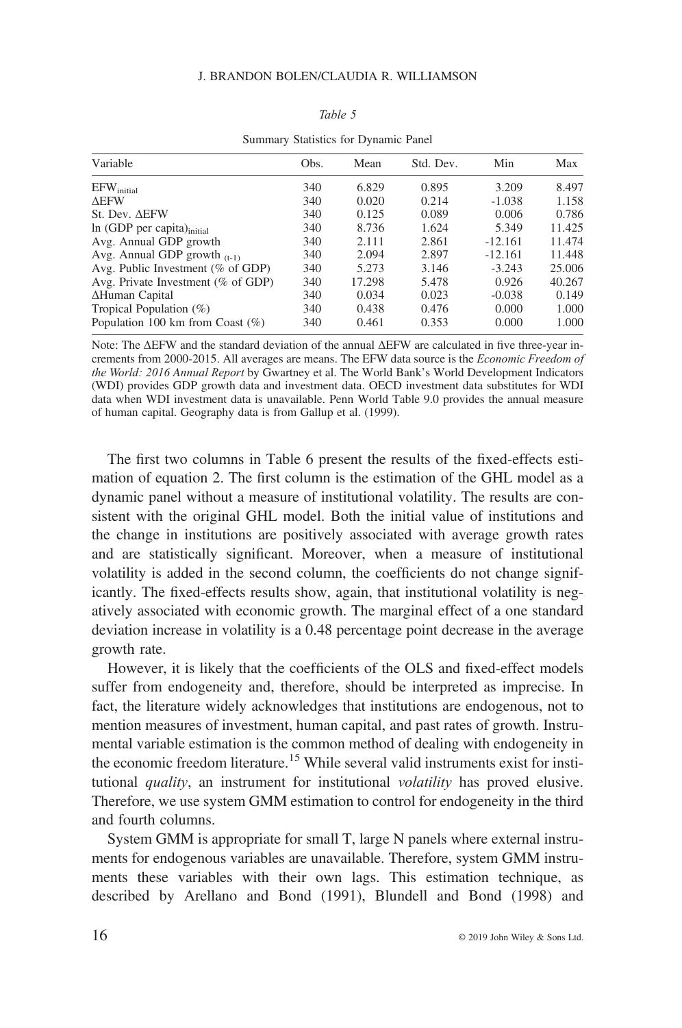*Table 5*

Summary Statistics for Dynamic Panel

| Variable | Obs. | Mean | Std. Dev. | Min | Max |
|---|---|---|---|---|---|
| $EFW_{initial}$ | 340 | 6.829 | 0.895 | 3.209 | 8.497 |
| ΔEFW | 340 | 0.020 | 0.214 | -1.038 | 1.158 |
| St. Dev. ΔEFW | 340 | 0.125 | 0.089 | 0.006 | 0.786 |
| ln (GDP per capita)$_{initial}$ | 340 | 8.736 | 1.624 | 5.349 | 11.425 |
| Avg. Annual GDP growth | 340 | 2.111 | 2.861 | -12.161 | 11.474 |
| Avg. Annual GDP growth $_{(t-1)}$ | 340 | 2.094 | 2.897 | -12.161 | 11.448 |
| Avg. Public Investment (% of GDP) | 340 | 5.273 | 3.146 | -3.243 | 25.006 |
| Avg. Private Investment (% of GDP) | 340 | 17.298 | 5.478 | 0.926 | 40.267 |
| ΔHuman Capital | 340 | 0.034 | 0.023 | -0.038 | 0.149 |
| Tropical Population (%) | 340 | 0.438 | 0.476 | 0.000 | 1.000 |
| Population 100 km from Coast (%) | 340 | 0.461 | 0.353 | 0.000 | 1.000 |

Note: The ΔEFW and the standard deviation of the annual ΔEFW are calculated in five three-year increments from 2000-2015. All averages are means. The EFW data source is the *Economic Freedom of the World: 2016 Annual Report* by Gwartney et al. The World Bank's World Development Indicators (WDI) provides GDP growth data and investment data. OECD investment data substitutes for WDI data when WDI investment data is unavailable. Penn World Table 9.0 provides the annual measure of human capital. Geography data is from Gallup et al. (1999).

The first two columns in Table 6 present the results of the fixed-effects estimation of equation 2. The first column is the estimation of the GHL model as a dynamic panel without a measure of institutional volatility. The results are consistent with the original GHL model. Both the initial value of institutions and the change in institutions are positively associated with average growth rates and are statistically significant. Moreover, when a measure of institutional volatility is added in the second column, the coefficients do not change significantly. The fixed-effects results show, again, that institutional volatility is negatively associated with economic growth. The marginal effect of a one standard deviation increase in volatility is a 0.48 percentage point decrease in the average growth rate.

However, it is likely that the coefficients of the OLS and fixed-effect models suffer from endogeneity and, therefore, should be interpreted as imprecise. In fact, the literature widely acknowledges that institutions are endogenous, not to mention measures of investment, human capital, and past rates of growth. Instrumental variable estimation is the common method of dealing with endogeneity in the economic freedom literature.[15] While several valid instruments exist for institutional *quality*, an instrument for institutional *volatility* has proved elusive. Therefore, we use system GMM estimation to control for endogeneity in the third and fourth columns.

System GMM is appropriate for small T, large N panels where external instruments for endogenous variables are unavailable. Therefore, system GMM instruments these variables with their own lags. This estimation technique, as described by Arellano and Bond (1991), Blundell and Bond (1998) and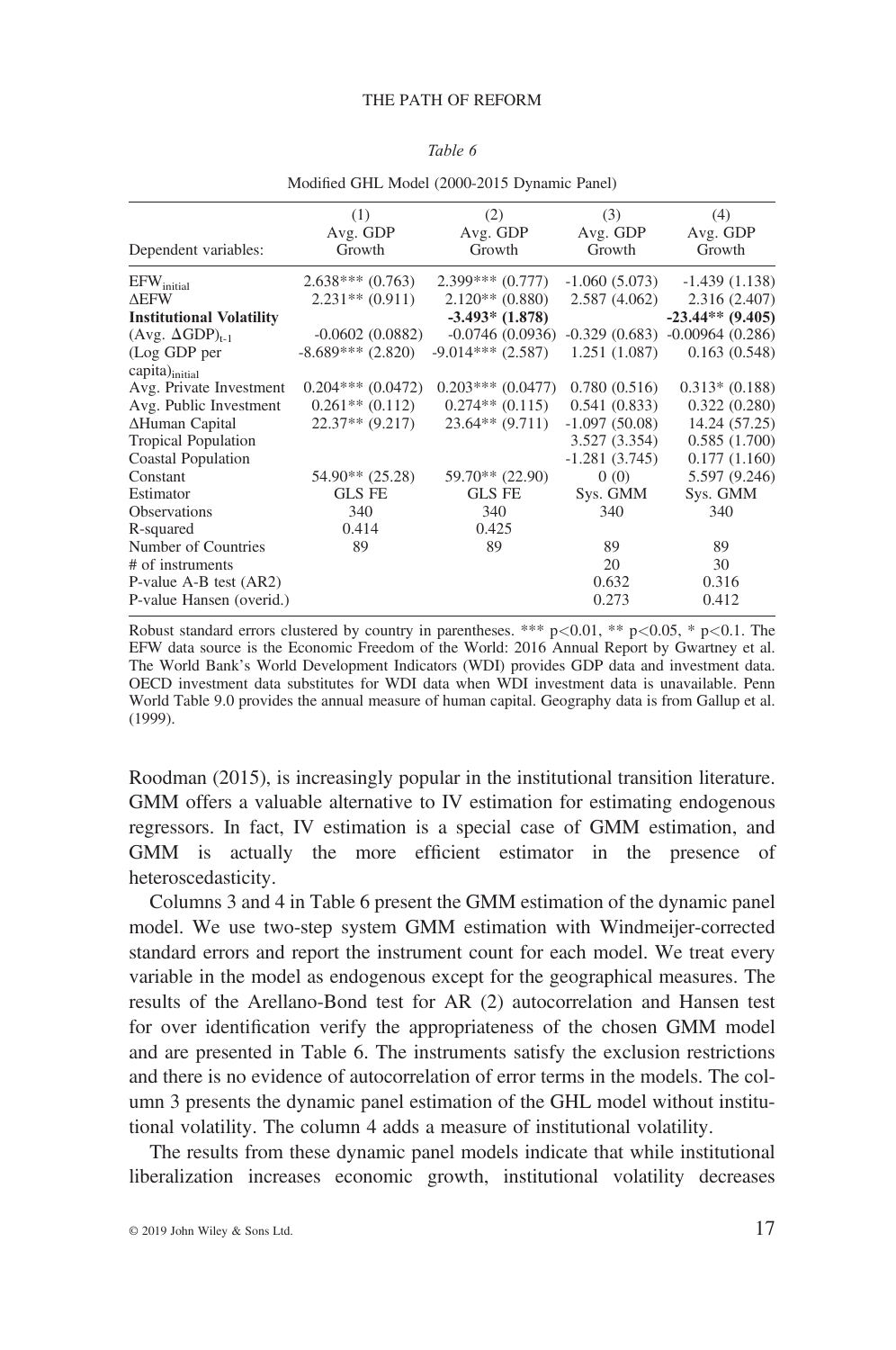*Table 6*

Modified GHL Model (2000-2015 Dynamic Panel)

| Dependent variables: | (1) Avg. GDP Growth | (2) Avg. GDP Growth | (3) Avg. GDP Growth | (4) Avg. GDP Growth |
|---|---|---|---|---|
| $EFW_{initial}$ | 2.638*** (0.763) | 2.399*** (0.777) | -1.060 (5.073) | -1.439 (1.138) |
| ΔEFW | 2.231** (0.911) | 2.120** (0.880) | 2.587 (4.062) | 2.316 (2.407) |
| **Institutional Volatility** | | **-3.493* (1.878)** | | **-23.44** (9.405)** |
| $(\text{Avg. }\Delta\text{GDP})_{t-1}$ | -0.0602 (0.0882) | -0.0746 (0.0936) | -0.329 (0.683) | -0.00964 (0.286) |
| $(\text{Log GDP per capita})_{initial}$ | -8.689*** (2.820) | -9.014*** (2.587) | 1.251 (1.087) | 0.163 (0.548) |
| Avg. Private Investment | 0.204*** (0.0472) | 0.203*** (0.0477) | 0.780 (0.516) | 0.313* (0.188) |
| Avg. Public Investment | 0.261** (0.112) | 0.274** (0.115) | 0.541 (0.833) | 0.322 (0.280) |
| ΔHuman Capital | 22.37** (9.217) | 23.64** (9.711) | -1.097 (50.08) | 14.24 (57.25) |
| Tropical Population | | | 3.527 (3.354) | 0.585 (1.700) |
| Coastal Population | | | -1.281 (3.745) | 0.177 (1.160) |
| Constant | 54.90** (25.28) | 59.70** (22.90) | 0 (0) | 5.597 (9.246) |
| Estimator | GLS FE | GLS FE | Sys. GMM | Sys. GMM |
| Observations | 340 | 340 | 340 | 340 |
| R-squared | 0.414 | 0.425 | | |
| Number of Countries | 89 | 89 | 89 | 89 |
| # of instruments | | | 20 | 30 |
| P-value A-B test (AR2) | | | 0.632 | 0.316 |
| P-value Hansen (overid.) | | | 0.273 | 0.412 |

Robust standard errors clustered by country in parentheses. *** $p<0.01$, ** $p<0.05$, * $p<0.1$. The EFW data source is the Economic Freedom of the World: 2016 Annual Report by Gwartney et al. The World Bank's World Development Indicators (WDI) provides GDP data and investment data. OECD investment data substitutes for WDI data when WDI investment data is unavailable. Penn World Table 9.0 provides the annual measure of human capital. Geography data is from Gallup et al. (1999).

Roodman (2015), is increasingly popular in the institutional transition literature. GMM offers a valuable alternative to IV estimation for estimating endogenous regressors. In fact, IV estimation is a special case of GMM estimation, and GMM is actually the more efficient estimator in the presence of heteroscedasticity.

Columns 3 and 4 in Table 6 present the GMM estimation of the dynamic panel model. We use two-step system GMM estimation with Windmeijer-corrected standard errors and report the instrument count for each model. We treat every variable in the model as endogenous except for the geographical measures. The results of the Arellano-Bond test for AR (2) autocorrelation and Hansen test for over identification verify the appropriateness of the chosen GMM model and are presented in Table 6. The instruments satisfy the exclusion restrictions and there is no evidence of autocorrelation of error terms in the models. The column 3 presents the dynamic panel estimation of the GHL model without institutional volatility. The column 4 adds a measure of institutional volatility.

The results from these dynamic panel models indicate that while institutional liberalization increases economic growth, institutional volatility decreases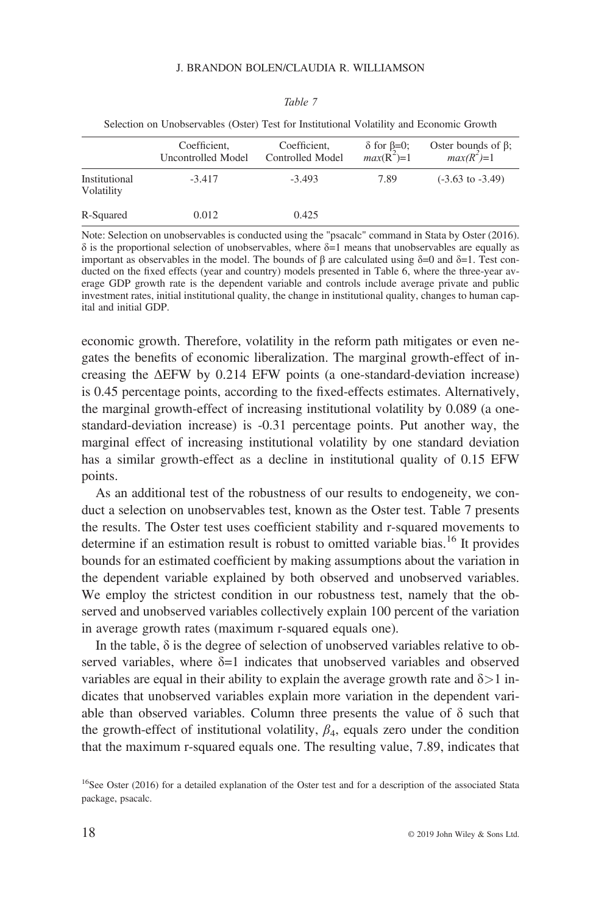*Table 7*

Selection on Unobservables (Oster) Test for Institutional Volatility and Economic Growth

| | Coefficient, Uncontrolled Model | Coefficient, Controlled Model | $\delta$ for $\beta$=0; $max(R^2)$=1 | Oster bounds of $\beta$; $max(R^2)$=1 |
|---|---|---|---|---|
| Institutional Volatility | -3.417 | -3.493 | 7.89 | (-3.63 to -3.49) |
| R-Squared | 0.012 | 0.425 | | |

Note: Selection on unobservables is conducted using the "psacalc" command in Stata by Oster (2016). $\delta$ is the proportional selection of unobservables, where $\delta$=1 means that unobservables are equally as important as observables in the model. The bounds of $\beta$ are calculated using $\delta$=0 and $\delta$=1. Test conducted on the fixed effects (year and country) models presented in Table 6, where the three-year average GDP growth rate is the dependent variable and controls include average private and public investment rates, initial institutional quality, the change in institutional quality, changes to human capital and initial GDP.

economic growth. Therefore, volatility in the reform path mitigates or even negates the benefits of economic liberalization. The marginal growth-effect of increasing the $\Delta$EFW by 0.214 EFW points (a one-standard-deviation increase) is 0.45 percentage points, according to the fixed-effects estimates. Alternatively, the marginal growth-effect of increasing institutional volatility by 0.089 (a one-standard-deviation increase) is -0.31 percentage points. Put another way, the marginal effect of increasing institutional volatility by one standard deviation has a similar growth-effect as a decline in institutional quality of 0.15 EFW points.

As an additional test of the robustness of our results to endogeneity, we conduct a selection on unobservables test, known as the Oster test. Table 7 presents the results. The Oster test uses coefficient stability and r-squared movements to determine if an estimation result is robust to omitted variable bias.[16] It provides bounds for an estimated coefficient by making assumptions about the variation in the dependent variable explained by both observed and unobserved variables. We employ the strictest condition in our robustness test, namely that the observed and unobserved variables collectively explain 100 percent of the variation in average growth rates (maximum r-squared equals one).

In the table, $\delta$ is the degree of selection of unobserved variables relative to observed variables, where $\delta$=1 indicates that unobserved variables and observed variables are equal in their ability to explain the average growth rate and $\delta$>1 indicates that unobserved variables explain more variation in the dependent variable than observed variables. Column three presents the value of $\delta$ such that the growth-effect of institutional volatility, $\beta_4$, equals zero under the condition that the maximum r-squared equals one. The resulting value, 7.89, indicates that

[16]See Oster (2016) for a detailed explanation of the Oster test and for a description of the associated Stata package, psacalc.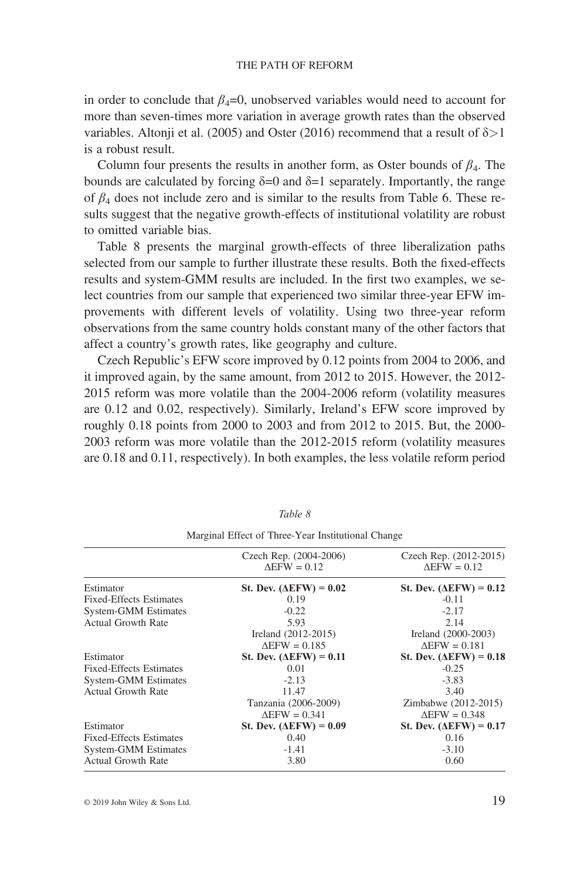in order to conclude that $\beta_4$=0, unobserved variables would need to account for more than seven-times more variation in average growth rates than the observed variables. Altonji et al. (2005) and Oster (2016) recommend that a result of $\delta$>1 is a robust result.

Column four presents the results in another form, as Oster bounds of $\beta_4$. The bounds are calculated by forcing $\delta$=0 and $\delta$=1 separately. Importantly, the range of $\beta_4$ does not include zero and is similar to the results from Table 6. These results suggest that the negative growth-effects of institutional volatility are robust to omitted variable bias.

Table 8 presents the marginal growth-effects of three liberalization paths selected from our sample to further illustrate these results. Both the fixed-effects results and system-GMM results are included. In the first two examples, we select countries from our sample that experienced two similar three-year EFW improvements with different levels of volatility. Using two three-year reform observations from the same country holds constant many of the other factors that affect a country's growth rates, like geography and culture.

Czech Republic's EFW score improved by 0.12 points from 2004 to 2006, and it improved again, by the same amount, from 2012 to 2015. However, the 2012-2015 reform was more volatile than the 2004-2006 reform (volatility measures are 0.12 and 0.02, respectively). Similarly, Ireland's EFW score improved by roughly 0.18 points from 2000 to 2003 and from 2012 to 2015. But, the 2000-2003 reform was more volatile than the 2012-2015 reform (volatility measures are 0.18 and 0.11, respectively). In both examples, the less volatile reform period

*Table 8*

Marginal Effect of Three-Year Institutional Change

| | Czech Rep. (2004-2006) $\Delta$EFW = 0.12 | Czech Rep. (2012-2015) $\Delta$EFW = 0.12 |
|---|---|---|
| Estimator | **St. Dev. ($\Delta$EFW) = 0.02** | **St. Dev. ($\Delta$EFW) = 0.12** |
| Fixed-Effects Estimates | 0.19 | -0.11 |
| System-GMM Estimates | -0.22 | -2.17 |
| Actual Growth Rate | 5.93 | 2.14 |
| | Ireland (2012-2015) $\Delta$EFW = 0.185 | Ireland (2000-2003) $\Delta$EFW = 0.181 |
| Estimator | **St. Dev. ($\Delta$EFW) = 0.11** | **St. Dev. ($\Delta$EFW) = 0.18** |
| Fixed-Effects Estimates | 0.01 | -0.25 |
| System-GMM Estimates | -2.13 | -3.83 |
| Actual Growth Rate | 11.47 | 3.40 |
| | Tanzania (2006-2009) $\Delta$EFW = 0.341 | Zimbabwe (2012-2015) $\Delta$EFW = 0.348 |
| Estimator | **St. Dev. ($\Delta$EFW) = 0.09** | **St. Dev. ($\Delta$EFW) = 0.17** |
| Fixed-Effects Estimates | 0.40 | 0.16 |
| System-GMM Estimates | -1.41 | -3.10 |
| Actual Growth Rate | 3.80 | 0.60 |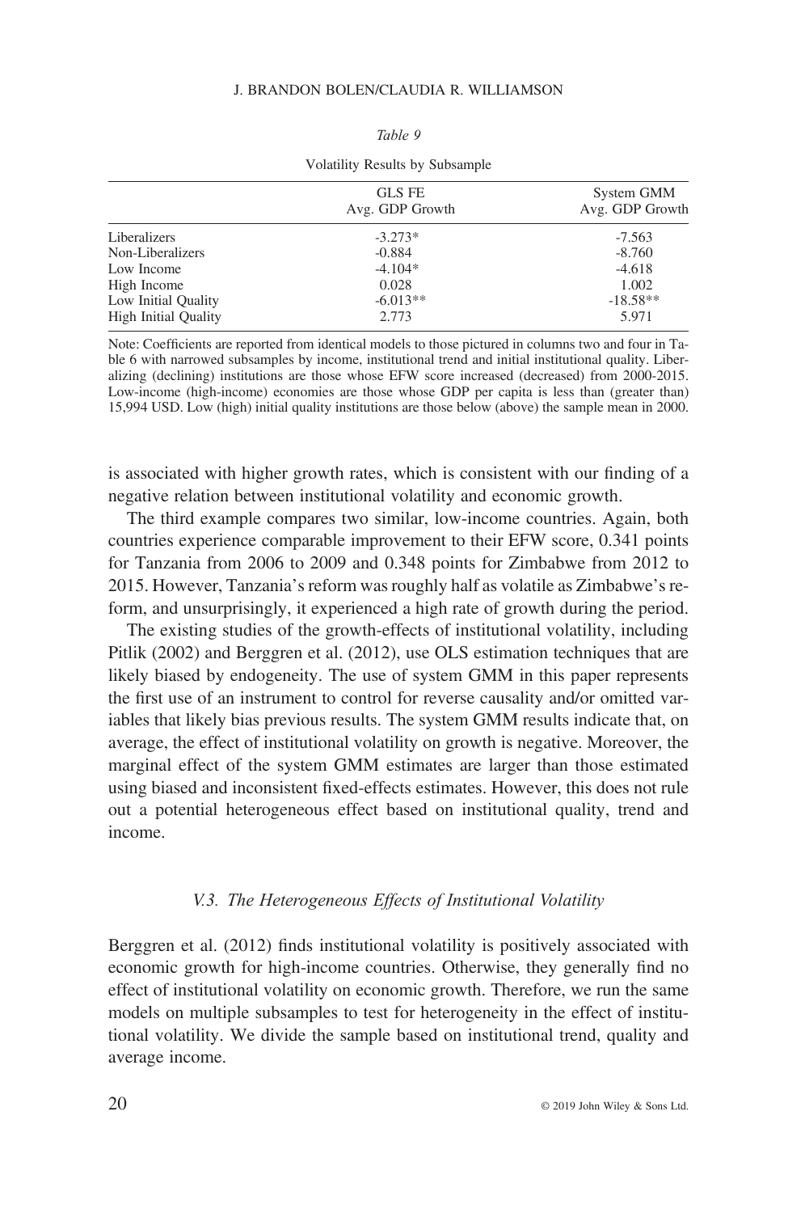*Table 9*

Volatility Results by Subsample

| | GLS FE Avg. GDP Growth | System GMM Avg. GDP Growth |
|---|---|---|
| Liberalizers | -3.273* | -7.563 |
| Non-Liberalizers | -0.884 | -8.760 |
| Low Income | -4.104* | -4.618 |
| High Income | 0.028 | 1.002 |
| Low Initial Quality | -6.013** | -18.58** |
| High Initial Quality | 2.773 | 5.971 |

Note: Coefficients are reported from identical models to those pictured in columns two and four in Table 6 with narrowed subsamples by income, institutional trend and initial institutional quality. Liberalizing (declining) institutions are those whose EFW score increased (decreased) from 2000-2015. Low-income (high-income) economies are those whose GDP per capita is less than (greater than) 15,994 USD. Low (high) initial quality institutions are those below (above) the sample mean in 2000.

is associated with higher growth rates, which is consistent with our finding of a negative relation between institutional volatility and economic growth.

The third example compares two similar, low-income countries. Again, both countries experience comparable improvement to their EFW score, 0.341 points for Tanzania from 2006 to 2009 and 0.348 points for Zimbabwe from 2012 to 2015. However, Tanzania's reform was roughly half as volatile as Zimbabwe's reform, and unsurprisingly, it experienced a high rate of growth during the period.

The existing studies of the growth-effects of institutional volatility, including Pitlik (2002) and Berggren et al. (2012), use OLS estimation techniques that are likely biased by endogeneity. The use of system GMM in this paper represents the first use of an instrument to control for reverse causality and/or omitted variables that likely bias previous results. The system GMM results indicate that, on average, the effect of institutional volatility on growth is negative. Moreover, the marginal effect of the system GMM estimates are larger than those estimated using biased and inconsistent fixed-effects estimates. However, this does not rule out a potential heterogeneous effect based on institutional quality, trend and income.

### *V.3. The Heterogeneous Effects of Institutional Volatility*

Berggren et al. (2012) finds institutional volatility is positively associated with economic growth for high-income countries. Otherwise, they generally find no effect of institutional volatility on economic growth. Therefore, we run the same models on multiple subsamples to test for heterogeneity in the effect of institutional volatility. We divide the sample based on institutional trend, quality and average income.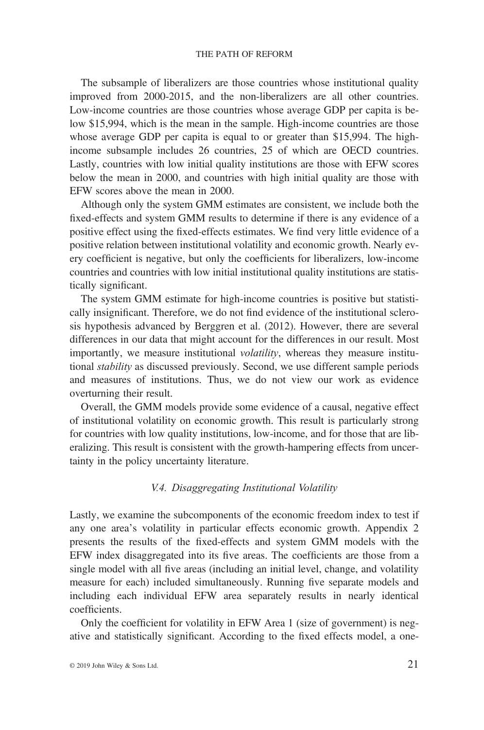The subsample of liberalizers are those countries whose institutional quality improved from 2000-2015, and the non-liberalizers are all other countries. Low-income countries are those countries whose average GDP per capita is below \$15,994, which is the mean in the sample. High-income countries are those whose average GDP per capita is equal to or greater than \$15,994. The high-income subsample includes 26 countries, 25 of which are OECD countries. Lastly, countries with low initial quality institutions are those with EFW scores below the mean in 2000, and countries with high initial quality are those with EFW scores above the mean in 2000.

Although only the system GMM estimates are consistent, we include both the fixed-effects and system GMM results to determine if there is any evidence of a positive effect using the fixed-effects estimates. We find very little evidence of a positive relation between institutional volatility and economic growth. Nearly every coefficient is negative, but only the coefficients for liberalizers, low-income countries and countries with low initial institutional quality institutions are statistically significant.

The system GMM estimate for high-income countries is positive but statistically insignificant. Therefore, we do not find evidence of the institutional sclerosis hypothesis advanced by Berggren et al. (2012). However, there are several differences in our data that might account for the differences in our result. Most importantly, we measure institutional *volatility*, whereas they measure institutional *stability* as discussed previously. Second, we use different sample periods and measures of institutions. Thus, we do not view our work as evidence overturning their result.

Overall, the GMM models provide some evidence of a causal, negative effect of institutional volatility on economic growth. This result is particularly strong for countries with low quality institutions, low-income, and for those that are liberalizing. This result is consistent with the growth-hampering effects from uncertainty in the policy uncertainty literature.

### *V.4. Disaggregating Institutional Volatility*

Lastly, we examine the subcomponents of the economic freedom index to test if any one area's volatility in particular effects economic growth. Appendix 2 presents the results of the fixed-effects and system GMM models with the EFW index disaggregated into its five areas. The coefficients are those from a single model with all five areas (including an initial level, change, and volatility measure for each) included simultaneously. Running five separate models and including each individual EFW area separately results in nearly identical coefficients.

Only the coefficient for volatility in EFW Area 1 (size of government) is negative and statistically significant. According to the fixed effects model, a one-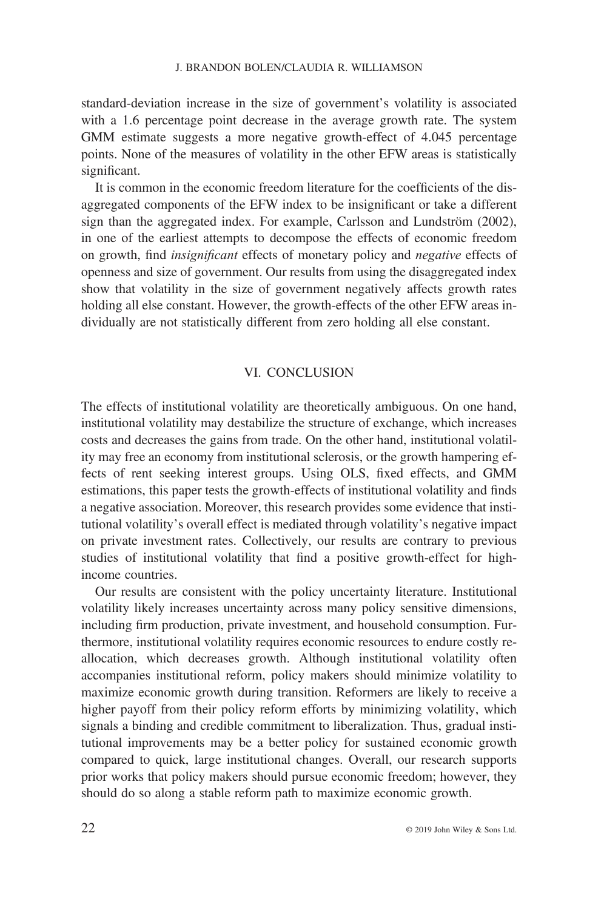standard-deviation increase in the size of government's volatility is associated with a 1.6 percentage point decrease in the average growth rate. The system GMM estimate suggests a more negative growth-effect of 4.045 percentage points. None of the measures of volatility in the other EFW areas is statistically significant.

It is common in the economic freedom literature for the coefficients of the disaggregated components of the EFW index to be insignificant or take a different sign than the aggregated index. For example, Carlsson and Lundström (2002), in one of the earliest attempts to decompose the effects of economic freedom on growth, find *insignificant* effects of monetary policy and *negative* effects of openness and size of government. Our results from using the disaggregated index show that volatility in the size of government negatively affects growth rates holding all else constant. However, the growth-effects of the other EFW areas individually are not statistically different from zero holding all else constant.

## VI. CONCLUSION

The effects of institutional volatility are theoretically ambiguous. On one hand, institutional volatility may destabilize the structure of exchange, which increases costs and decreases the gains from trade. On the other hand, institutional volatility may free an economy from institutional sclerosis, or the growth hampering effects of rent seeking interest groups. Using OLS, fixed effects, and GMM estimations, this paper tests the growth-effects of institutional volatility and finds a negative association. Moreover, this research provides some evidence that institutional volatility's overall effect is mediated through volatility's negative impact on private investment rates. Collectively, our results are contrary to previous studies of institutional volatility that find a positive growth-effect for high-income countries.

Our results are consistent with the policy uncertainty literature. Institutional volatility likely increases uncertainty across many policy sensitive dimensions, including firm production, private investment, and household consumption. Furthermore, institutional volatility requires economic resources to endure costly reallocation, which decreases growth. Although institutional volatility often accompanies institutional reform, policy makers should minimize volatility to maximize economic growth during transition. Reformers are likely to receive a higher payoff from their policy reform efforts by minimizing volatility, which signals a binding and credible commitment to liberalization. Thus, gradual institutional improvements may be a better policy for sustained economic growth compared to quick, large institutional changes. Overall, our research supports prior works that policy makers should pursue economic freedom; however, they should do so along a stable reform path to maximize economic growth.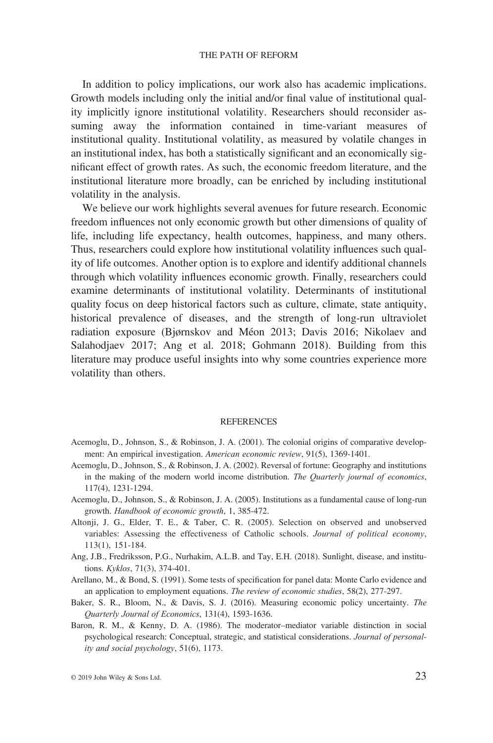In addition to policy implications, our work also has academic implications. Growth models including only the initial and/or final value of institutional quality implicitly ignore institutional volatility. Researchers should reconsider assuming away the information contained in time-variant measures of institutional quality. Institutional volatility, as measured by volatile changes in an institutional index, has both a statistically significant and an economically significant effect of growth rates. As such, the economic freedom literature, and the institutional literature more broadly, can be enriched by including institutional volatility in the analysis.

We believe our work highlights several avenues for future research. Economic freedom influences not only economic growth but other dimensions of quality of life, including life expectancy, health outcomes, happiness, and many others. Thus, researchers could explore how institutional volatility influences such quality of life outcomes. Another option is to explore and identify additional channels through which volatility influences economic growth. Finally, researchers could examine determinants of institutional volatility. Determinants of institutional quality focus on deep historical factors such as culture, climate, state antiquity, historical prevalence of diseases, and the strength of long-run ultraviolet radiation exposure (Bjørnskov and Méon 2013; Davis 2016; Nikolaev and Salahodjaev 2017; Ang et al. 2018; Gohmann 2018). Building from this literature may produce useful insights into why some countries experience more volatility than others.

## REFERENCES

Acemoglu, D., Johnson, S., & Robinson, J. A. (2001). The colonial origins of comparative development: An empirical investigation. *American economic review*, 91(5), 1369-1401.

Acemoglu, D., Johnson, S., & Robinson, J. A. (2002). Reversal of fortune: Geography and institutions in the making of the modern world income distribution. *The Quarterly journal of economics*, 117(4), 1231-1294.

Acemoglu, D., Johnson, S., & Robinson, J. A. (2005). Institutions as a fundamental cause of long-run growth. *Handbook of economic growth*, 1, 385-472.

Altonji, J. G., Elder, T. E., & Taber, C. R. (2005). Selection on observed and unobserved variables: Assessing the effectiveness of Catholic schools. *Journal of political economy*, 113(1), 151-184.

Ang, J.B., Fredriksson, P.G., Nurhakim, A.L.B. and Tay, E.H. (2018). Sunlight, disease, and institutions. *Kyklos*, 71(3), 374-401.

Arellano, M., & Bond, S. (1991). Some tests of specification for panel data: Monte Carlo evidence and an application to employment equations. *The review of economic studies*, 58(2), 277-297.

Baker, S. R., Bloom, N., & Davis, S. J. (2016). Measuring economic policy uncertainty. *The Quarterly Journal of Economics*, 131(4), 1593-1636.

Baron, R. M., & Kenny, D. A. (1986). The moderator–mediator variable distinction in social psychological research: Conceptual, strategic, and statistical considerations. *Journal of personality and social psychology*, 51(6), 1173.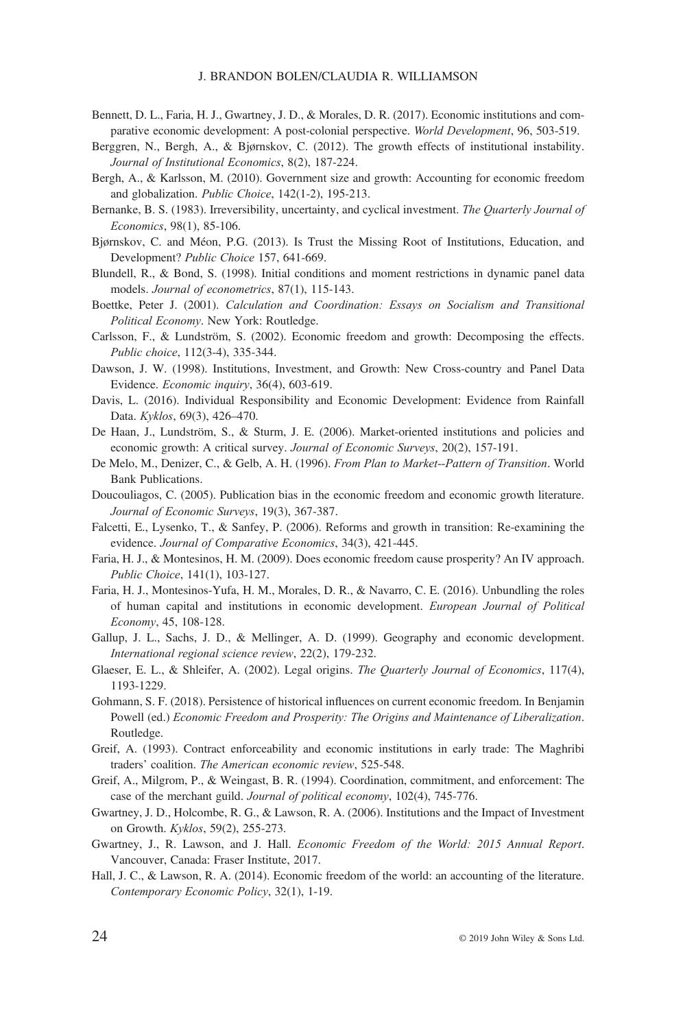Bennett, D. L., Faria, H. J., Gwartney, J. D., & Morales, D. R. (2017). Economic institutions and comparative economic development: A post-colonial perspective. *World Development*, 96, 503-519.

Berggren, N., Bergh, A., & Bjørnskov, C. (2012). The growth effects of institutional instability. *Journal of Institutional Economics*, 8(2), 187-224.

Bergh, A., & Karlsson, M. (2010). Government size and growth: Accounting for economic freedom and globalization. *Public Choice*, 142(1-2), 195-213.

Bernanke, B. S. (1983). Irreversibility, uncertainty, and cyclical investment. *The Quarterly Journal of Economics*, 98(1), 85-106.

Bjørnskov, C. and Méon, P.G. (2013). Is Trust the Missing Root of Institutions, Education, and Development? *Public Choice* 157, 641-669.

Blundell, R., & Bond, S. (1998). Initial conditions and moment restrictions in dynamic panel data models. *Journal of econometrics*, 87(1), 115-143.

Boettke, Peter J. (2001). *Calculation and Coordination: Essays on Socialism and Transitional Political Economy*. New York: Routledge.

Carlsson, F., & Lundström, S. (2002). Economic freedom and growth: Decomposing the effects. *Public choice*, 112(3-4), 335-344.

Dawson, J. W. (1998). Institutions, Investment, and Growth: New Cross-country and Panel Data Evidence. *Economic inquiry*, 36(4), 603-619.

Davis, L. (2016). Individual Responsibility and Economic Development: Evidence from Rainfall Data. *Kyklos*, 69(3), 426–470.

De Haan, J., Lundström, S., & Sturm, J. E. (2006). Market-oriented institutions and policies and economic growth: A critical survey. *Journal of Economic Surveys*, 20(2), 157-191.

De Melo, M., Denizer, C., & Gelb, A. H. (1996). *From Plan to Market--Pattern of Transition*. World Bank Publications.

Doucouliagos, C. (2005). Publication bias in the economic freedom and economic growth literature. *Journal of Economic Surveys*, 19(3), 367-387.

Falcetti, E., Lysenko, T., & Sanfey, P. (2006). Reforms and growth in transition: Re-examining the evidence. *Journal of Comparative Economics*, 34(3), 421-445.

Faria, H. J., & Montesinos, H. M. (2009). Does economic freedom cause prosperity? An IV approach. *Public Choice*, 141(1), 103-127.

Faria, H. J., Montesinos-Yufa, H. M., Morales, D. R., & Navarro, C. E. (2016). Unbundling the roles of human capital and institutions in economic development. *European Journal of Political Economy*, 45, 108-128.

Gallup, J. L., Sachs, J. D., & Mellinger, A. D. (1999). Geography and economic development. *International regional science review*, 22(2), 179-232.

Glaeser, E. L., & Shleifer, A. (2002). Legal origins. *The Quarterly Journal of Economics*, 117(4), 1193-1229.

Gohmann, S. F. (2018). Persistence of historical influences on current economic freedom. In Benjamin Powell (ed.) *Economic Freedom and Prosperity: The Origins and Maintenance of Liberalization*. Routledge.

Greif, A. (1993). Contract enforceability and economic institutions in early trade: The Maghribi traders' coalition. *The American economic review*, 525-548.

Greif, A., Milgrom, P., & Weingast, B. R. (1994). Coordination, commitment, and enforcement: The case of the merchant guild. *Journal of political economy*, 102(4), 745-776.

Gwartney, J. D., Holcombe, R. G., & Lawson, R. A. (2006). Institutions and the Impact of Investment on Growth. *Kyklos*, 59(2), 255-273.

Gwartney, J., R. Lawson, and J. Hall. *Economic Freedom of the World: 2015 Annual Report*. Vancouver, Canada: Fraser Institute, 2017.

Hall, J. C., & Lawson, R. A. (2014). Economic freedom of the world: an accounting of the literature. *Contemporary Economic Policy*, 32(1), 1-19.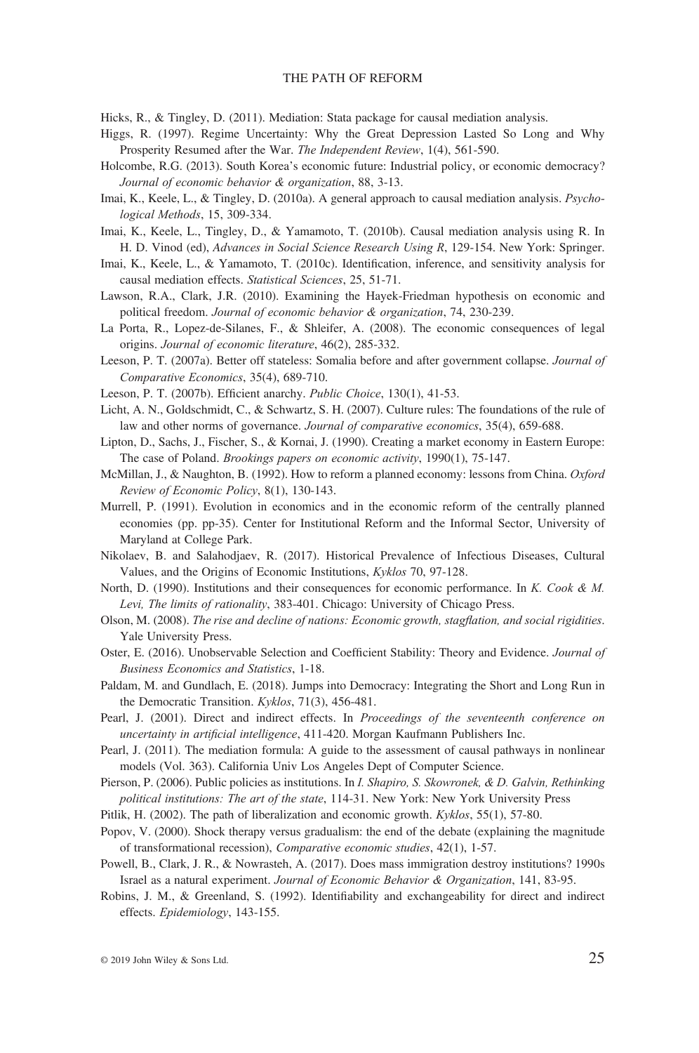Hicks, R., & Tingley, D. (2011). Mediation: Stata package for causal mediation analysis.

Higgs, R. (1997). Regime Uncertainty: Why the Great Depression Lasted So Long and Why Prosperity Resumed after the War. *The Independent Review*, 1(4), 561-590.

Holcombe, R.G. (2013). South Korea's economic future: Industrial policy, or economic democracy? *Journal of economic behavior & organization*, 88, 3-13.

Imai, K., Keele, L., & Tingley, D. (2010a). A general approach to causal mediation analysis. *Psychological Methods*, 15, 309-334.

Imai, K., Keele, L., Tingley, D., & Yamamoto, T. (2010b). Causal mediation analysis using R. In H. D. Vinod (ed), *Advances in Social Science Research Using R*, 129-154. New York: Springer.

Imai, K., Keele, L., & Yamamoto, T. (2010c). Identification, inference, and sensitivity analysis for causal mediation effects. *Statistical Sciences*, 25, 51-71.

Lawson, R.A., Clark, J.R. (2010). Examining the Hayek-Friedman hypothesis on economic and political freedom. *Journal of economic behavior & organization*, 74, 230-239.

La Porta, R., Lopez-de-Silanes, F., & Shleifer, A. (2008). The economic consequences of legal origins. *Journal of economic literature*, 46(2), 285-332.

Leeson, P. T. (2007a). Better off stateless: Somalia before and after government collapse. *Journal of Comparative Economics*, 35(4), 689-710.

Leeson, P. T. (2007b). Efficient anarchy. *Public Choice*, 130(1), 41-53.

Licht, A. N., Goldschmidt, C., & Schwartz, S. H. (2007). Culture rules: The foundations of the rule of law and other norms of governance. *Journal of comparative economics*, 35(4), 659-688.

Lipton, D., Sachs, J., Fischer, S., & Kornai, J. (1990). Creating a market economy in Eastern Europe: The case of Poland. *Brookings papers on economic activity*, 1990(1), 75-147.

McMillan, J., & Naughton, B. (1992). How to reform a planned economy: lessons from China. *Oxford Review of Economic Policy*, 8(1), 130-143.

Murrell, P. (1991). Evolution in economics and in the economic reform of the centrally planned economies (pp. pp-35). Center for Institutional Reform and the Informal Sector, University of Maryland at College Park.

Nikolaev, B. and Salahodjaev, R. (2017). Historical Prevalence of Infectious Diseases, Cultural Values, and the Origins of Economic Institutions, *Kyklos* 70, 97-128.

North, D. (1990). Institutions and their consequences for economic performance. In *K. Cook & M. Levi, The limits of rationality*, 383-401. Chicago: University of Chicago Press.

Olson, M. (2008). *The rise and decline of nations: Economic growth, stagflation, and social rigidities*. Yale University Press.

Oster, E. (2016). Unobservable Selection and Coefficient Stability: Theory and Evidence. *Journal of Business Economics and Statistics*, 1-18.

Paldam, M. and Gundlach, E. (2018). Jumps into Democracy: Integrating the Short and Long Run in the Democratic Transition. *Kyklos*, 71(3), 456-481.

Pearl, J. (2001). Direct and indirect effects. In *Proceedings of the seventeenth conference on uncertainty in artificial intelligence*, 411-420. Morgan Kaufmann Publishers Inc.

Pearl, J. (2011). The mediation formula: A guide to the assessment of causal pathways in nonlinear models (Vol. 363). California Univ Los Angeles Dept of Computer Science.

Pierson, P. (2006). Public policies as institutions. In *I. Shapiro, S. Skowronek, & D. Galvin, Rethinking political institutions: The art of the state*, 114-31. New York: New York University Press

Pitlik, H. (2002). The path of liberalization and economic growth. *Kyklos*, 55(1), 57-80.

Popov, V. (2000). Shock therapy versus gradualism: the end of the debate (explaining the magnitude of transformational recession), *Comparative economic studies*, 42(1), 1-57.

Powell, B., Clark, J. R., & Nowrasteh, A. (2017). Does mass immigration destroy institutions? 1990s Israel as a natural experiment. *Journal of Economic Behavior & Organization*, 141, 83-95.

Robins, J. M., & Greenland, S. (1992). Identifiability and exchangeability for direct and indirect effects. *Epidemiology*, 143-155.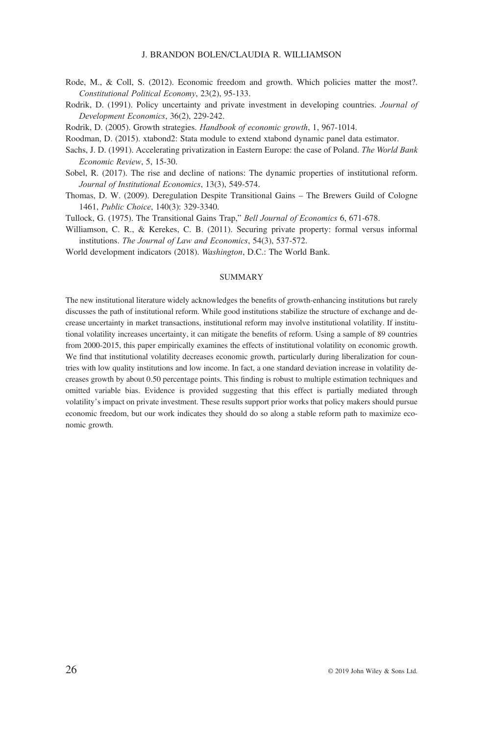Rode, M., & Coll, S. (2012). Economic freedom and growth. Which policies matter the most?. *Constitutional Political Economy*, 23(2), 95-133.

Rodrik, D. (1991). Policy uncertainty and private investment in developing countries. *Journal of Development Economics*, 36(2), 229-242.

Rodrik, D. (2005). Growth strategies. *Handbook of economic growth*, 1, 967-1014.

Roodman, D. (2015). xtabond2: Stata module to extend xtabond dynamic panel data estimator.

Sachs, J. D. (1991). Accelerating privatization in Eastern Europe: the case of Poland. *The World Bank Economic Review*, 5, 15-30.

Sobel, R. (2017). The rise and decline of nations: The dynamic properties of institutional reform. *Journal of Institutional Economics*, 13(3), 549-574.

Thomas, D. W. (2009). Deregulation Despite Transitional Gains – The Brewers Guild of Cologne 1461, *Public Choice*, 140(3): 329-3340.

Tullock, G. (1975). The Transitional Gains Trap," *Bell Journal of Economics* 6, 671-678.

Williamson, C. R., & Kerekes, C. B. (2011). Securing private property: formal versus informal institutions. *The Journal of Law and Economics*, 54(3), 537-572.

World development indicators (2018). *Washington*, D.C.: The World Bank.

## SUMMARY

The new institutional literature widely acknowledges the benefits of growth-enhancing institutions but rarely discusses the path of institutional reform. While good institutions stabilize the structure of exchange and decrease uncertainty in market transactions, institutional reform may involve institutional volatility. If institutional volatility increases uncertainty, it can mitigate the benefits of reform. Using a sample of 89 countries from 2000-2015, this paper empirically examines the effects of institutional volatility on economic growth. We find that institutional volatility decreases economic growth, particularly during liberalization for countries with low quality institutions and low income. In fact, a one standard deviation increase in volatility decreases growth by about 0.50 percentage points. This finding is robust to multiple estimation techniques and omitted variable bias. Evidence is provided suggesting that this effect is partially mediated through volatility's impact on private investment. These results support prior works that policy makers should pursue economic freedom, but our work indicates they should do so along a stable reform path to maximize economic growth.